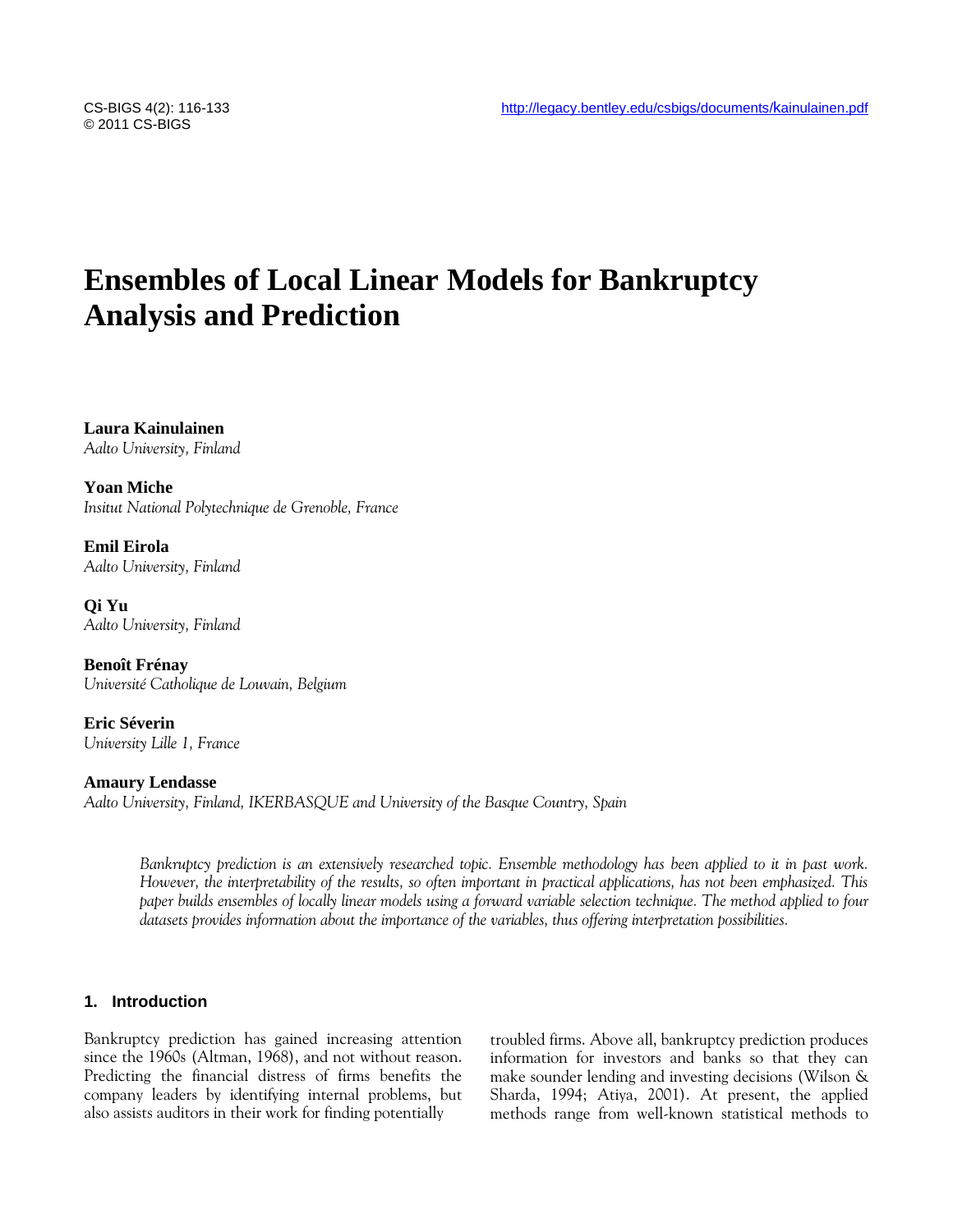# Ensembles of Local Linear Models for Bankruptcy Analysis and Prediction

**Laura Kainulainen**
*Aalto University, Finland*

**Yoan Miche**
*Insitut National Polytechnique de Grenoble, France*

**Emil Eirola**
*Aalto University, Finland*

**Qi Yu**
*Aalto University, Finland*

**Benoît Frénay**
*Université Catholique de Louvain, Belgium*

**Eric Séverin**
*University Lille 1, France*

**Amaury Lendasse**
*Aalto University, Finland, IKERBASQUE and University of the Basque Country, Spain*

*Bankruptcy prediction is an extensively researched topic. Ensemble methodology has been applied to it in past work. However, the interpretability of the results, so often important in practical applications, has not been emphasized. This paper builds ensembles of locally linear models using a forward variable selection technique. The method applied to four datasets provides information about the importance of the variables, thus offering interpretation possibilities.*

## 1. Introduction

Bankruptcy prediction has gained increasing attention since the 1960s (Altman, 1968), and not without reason. Predicting the financial distress of firms benefits the company leaders by identifying internal problems, but also assists auditors in their work for finding potentially troubled firms. Above all, bankruptcy prediction produces information for investors and banks so that they can make sounder lending and investing decisions (Wilson & Sharda, 1994; Atiya, 2001). At present, the applied methods range from well-known statistical methods to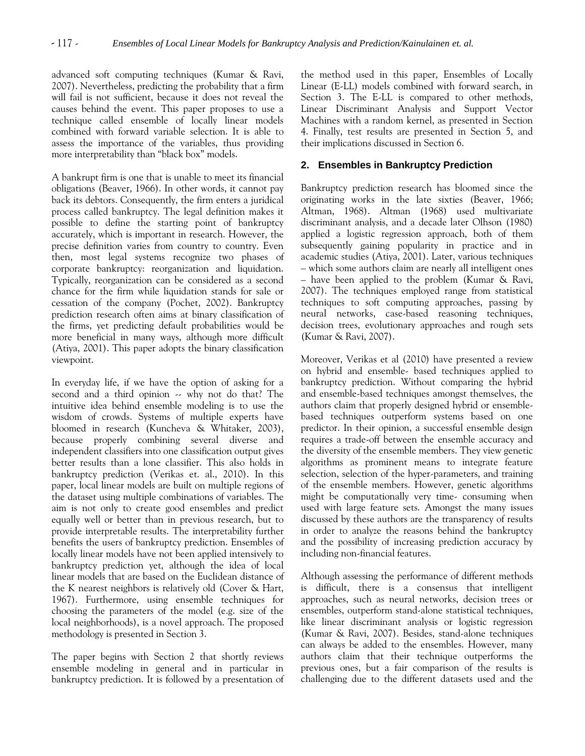advanced soft computing techniques (Kumar & Ravi, 2007). Nevertheless, predicting the probability that a firm will fail is not sufficient, because it does not reveal the causes behind the event. This paper proposes to use a technique called ensemble of locally linear models combined with forward variable selection. It is able to assess the importance of the variables, thus providing more interpretability than "black box" models.

A bankrupt firm is one that is unable to meet its financial obligations (Beaver, 1966). In other words, it cannot pay back its debtors. Consequently, the firm enters a juridical process called bankruptcy. The legal definition makes it possible to define the starting point of bankruptcy accurately, which is important in research. However, the precise definition varies from country to country. Even then, most legal systems recognize two phases of corporate bankruptcy: reorganization and liquidation. Typically, reorganization can be considered as a second chance for the firm while liquidation stands for sale or cessation of the company (Pochet, 2002). Bankruptcy prediction research often aims at binary classification of the firms, yet predicting default probabilities would be more beneficial in many ways, although more difficult (Atiya, 2001). This paper adopts the binary classification viewpoint.

In everyday life, if we have the option of asking for a second and a third opinion -- why not do that? The intuitive idea behind ensemble modeling is to use the wisdom of crowds. Systems of multiple experts have bloomed in research (Kuncheva & Whitaker, 2003), because properly combining several diverse and independent classifiers into one classification output gives better results than a lone classifier. This also holds in bankruptcy prediction (Verikas et. al., 2010). In this paper, local linear models are built on multiple regions of the dataset using multiple combinations of variables. The aim is not only to create good ensembles and predict equally well or better than in previous research, but to provide interpretable results. The interpretability further benefits the users of bankruptcy prediction. Ensembles of locally linear models have not been applied intensively to bankruptcy prediction yet, although the idea of local linear models that are based on the Euclidean distance of the K nearest neighbors is relatively old (Cover & Hart, 1967). Furthermore, using ensemble techniques for choosing the parameters of the model (e.g. size of the local neighborhoods), is a novel approach. The proposed methodology is presented in Section 3.

The paper begins with Section 2 that shortly reviews ensemble modeling in general and in particular in bankruptcy prediction. It is followed by a presentation of the method used in this paper, Ensembles of Locally Linear (E-LL) models combined with forward search, in Section 3. The E-LL is compared to other methods, Linear Discriminant Analysis and Support Vector Machines with a random kernel, as presented in Section 4. Finally, test results are presented in Section 5, and their implications discussed in Section 6.

## 2. Ensembles in Bankruptcy Prediction

Bankruptcy prediction research has bloomed since the originating works in the late sixties (Beaver, 1966; Altman, 1968). Altman (1968) used multivariate discriminant analysis, and a decade later Olhson (1980) applied a logistic regression approach, both of them subsequently gaining popularity in practice and in academic studies (Atiya, 2001). Later, various techniques – which some authors claim are nearly all intelligent ones – have been applied to the problem (Kumar & Ravi, 2007). The techniques employed range from statistical techniques to soft computing approaches, passing by neural networks, case-based reasoning techniques, decision trees, evolutionary approaches and rough sets (Kumar & Ravi, 2007).

Moreover, Verikas et al (2010) have presented a review on hybrid and ensemble- based techniques applied to bankruptcy prediction. Without comparing the hybrid and ensemble-based techniques amongst themselves, the authors claim that properly designed hybrid or ensemble-based techniques outperform systems based on one predictor. In their opinion, a successful ensemble design requires a trade-off between the ensemble accuracy and the diversity of the ensemble members. They view genetic algorithms as prominent means to integrate feature selection, selection of the hyper-parameters, and training of the ensemble members. However, genetic algorithms might be computationally very time- consuming when used with large feature sets. Amongst the many issues discussed by these authors are the transparency of results in order to analyze the reasons behind the bankruptcy and the possibility of increasing prediction accuracy by including non-financial features.

Although assessing the performance of different methods is difficult, there is a consensus that intelligent approaches, such as neural networks, decision trees or ensembles, outperform stand-alone statistical techniques, like linear discriminant analysis or logistic regression (Kumar & Ravi, 2007). Besides, stand-alone techniques can always be added to the ensembles. However, many authors claim that their technique outperforms the previous ones, but a fair comparison of the results is challenging due to the different datasets used and the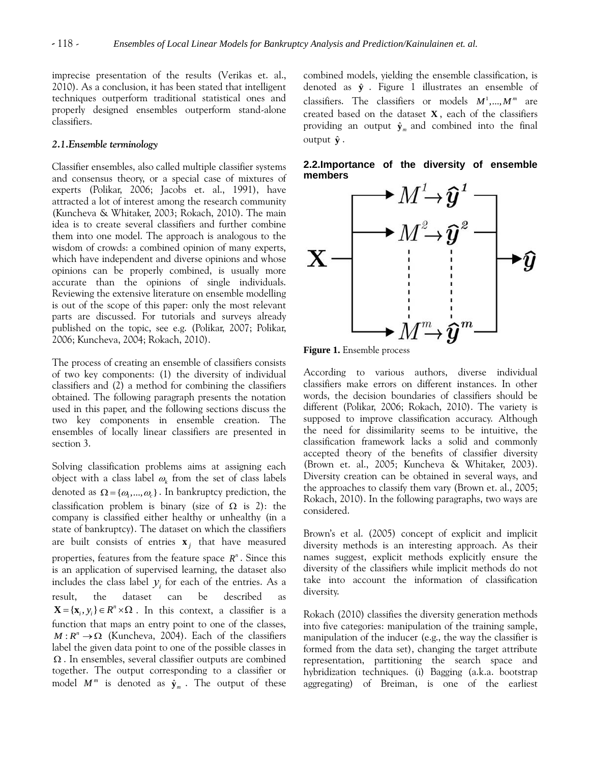imprecise presentation of the results (Verikas et. al., 2010). As a conclusion, it has been stated that intelligent techniques outperform traditional statistical ones and properly designed ensembles outperform stand-alone classifiers.

### *2.1.Ensemble terminology*

Classifier ensembles, also called multiple classifier systems and consensus theory, or a special case of mixtures of experts (Polikar, 2006; Jacobs et. al., 1991), have attracted a lot of interest among the research community (Kuncheva & Whitaker, 2003; Rokach, 2010). The main idea is to create several classifiers and further combine them into one model. The approach is analogous to the wisdom of crowds: a combined opinion of many experts, which have independent and diverse opinions and whose opinions can be properly combined, is usually more accurate than the opinions of single individuals. Reviewing the extensive literature on ensemble modelling is out of the scope of this paper: only the most relevant parts are discussed. For tutorials and surveys already published on the topic, see e.g. (Polikar, 2007; Polikar, 2006; Kuncheva, 2004; Rokach, 2010).

The process of creating an ensemble of classifiers consists of two key components: (1) the diversity of individual classifiers and (2) a method for combining the classifiers obtained. The following paragraph presents the notation used in this paper, and the following sections discuss the two key components in ensemble creation. The ensembles of locally linear classifiers are presented in section 3.

Solving classification problems aims at assigning each object with a class label $\omega_k$ from the set of class labels denoted as $\Omega = \{\omega_1, \dots, \omega_c\}$. In bankruptcy prediction, the classification problem is binary (size of $\Omega$ is 2): the company is classified either healthy or unhealthy (in a state of bankruptcy). The dataset on which the classifiers are built consists of entries $\mathbf{x}_j$ that have measured properties, features from the feature space $R^n$. Since this is an application of supervised learning, the dataset also includes the class label $y_i$ for each of the entries. As a result, the dataset can be described as $\mathbf{X} = \{\mathbf{x}_i, y_i\} \in R^n \times \Omega$. In this context, a classifier is a function that maps an entry point to one of the classes, $M : R^n \to \Omega$ (Kuncheva, 2004). Each of the classifiers label the given data point to one of the possible classes in $\Omega$. In ensembles, several classifier outputs are combined together. The output corresponding to a classifier or model $M^m$ is denoted as $\hat{\mathbf{y}}_m$. The output of these combined models, yielding the ensemble classification, is denoted as $\hat{\mathbf{y}}$. Figure 1 illustrates an ensemble of classifiers. The classifiers or models $M^1, \dots, M^m$ are created based on the dataset $\mathbf{X}$, each of the classifiers providing an output $\hat{\mathbf{y}}_m$ and combined into the final output $\hat{\mathbf{y}}$.

### 2.2.Importance of the diversity of ensemble members

$$\mathbf{X} \rightarrow \begin{cases} M^1 \rightarrow \hat{\boldsymbol{y}}^1 \\ M^2 \rightarrow \hat{\boldsymbol{y}}^2 \\ \vdots \\ M^m \rightarrow \hat{\boldsymbol{y}}^m \end{cases} \rightarrow \hat{\boldsymbol{y}}$$

**Figure 1.** Ensemble process

According to various authors, diverse individual classifiers make errors on different instances. In other words, the decision boundaries of classifiers should be different (Polikar, 2006; Rokach, 2010). The variety is supposed to improve classification accuracy. Although the need for dissimilarity seems to be intuitive, the classification framework lacks a solid and commonly accepted theory of the benefits of classifier diversity (Brown et. al., 2005; Kuncheva & Whitaker, 2003). Diversity creation can be obtained in several ways, and the approaches to classify them vary (Brown et. al., 2005; Rokach, 2010). In the following paragraphs, two ways are considered.

Brown's et al. (2005) concept of explicit and implicit diversity methods is an interesting approach. As their names suggest, explicit methods explicitly ensure the diversity of the classifiers while implicit methods do not take into account the information of classification diversity.

Rokach (2010) classifies the diversity generation methods into five categories: manipulation of the training sample, manipulation of the inducer (e.g., the way the classifier is formed from the data set), changing the target attribute representation, partitioning the search space and hybridization techniques. (i) Bagging (a.k.a. bootstrap aggregating) of Breiman, is one of the earliest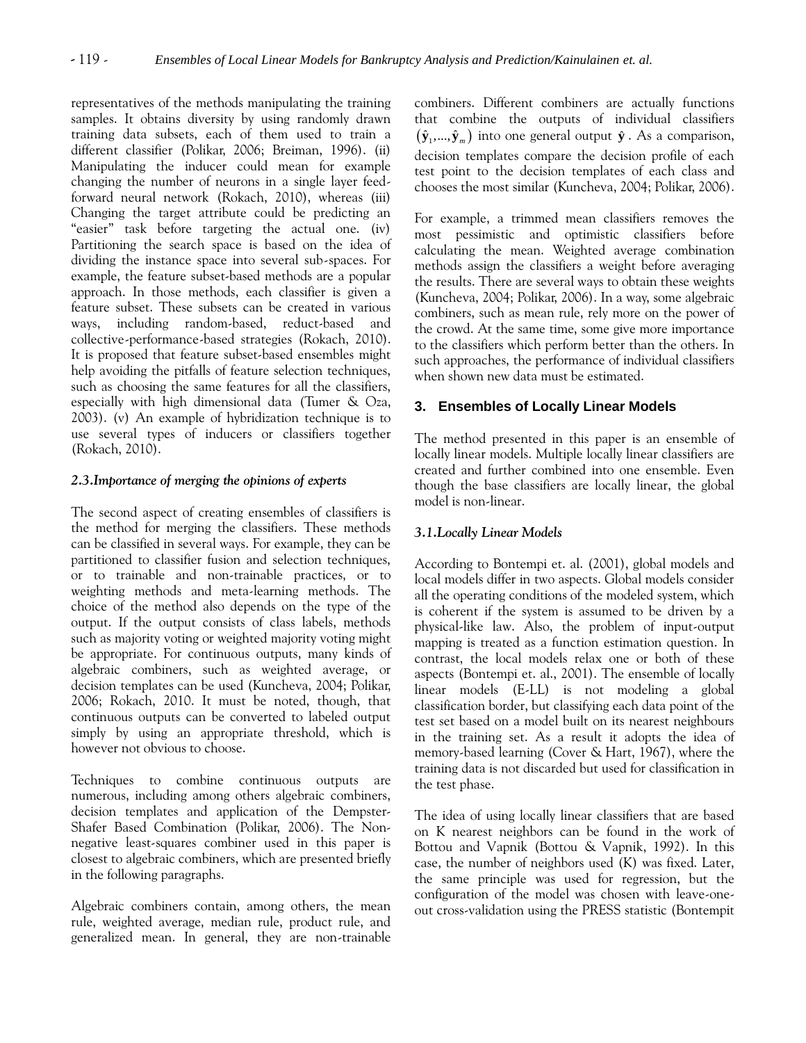representatives of the methods manipulating the training samples. It obtains diversity by using randomly drawn training data subsets, each of them used to train a different classifier (Polikar, 2006; Breiman, 1996). (ii) Manipulating the inducer could mean for example changing the number of neurons in a single layer feed-forward neural network (Rokach, 2010), whereas (iii) Changing the target attribute could be predicting an "easier" task before targeting the actual one. (iv) Partitioning the search space is based on the idea of dividing the instance space into several sub-spaces. For example, the feature subset-based methods are a popular approach. In those methods, each classifier is given a feature subset. These subsets can be created in various ways, including random-based, reduct-based and collective-performance-based strategies (Rokach, 2010). It is proposed that feature subset-based ensembles might help avoiding the pitfalls of feature selection techniques, such as choosing the same features for all the classifiers, especially with high dimensional data (Tumer & Oza, 2003). (v) An example of hybridization technique is to use several types of inducers or classifiers together (Rokach, 2010).

### *2.3.Importance of merging the opinions of experts*

The second aspect of creating ensembles of classifiers is the method for merging the classifiers. These methods can be classified in several ways. For example, they can be partitioned to classifier fusion and selection techniques, or to trainable and non-trainable practices, or to weighting methods and meta-learning methods. The choice of the method also depends on the type of the output. If the output consists of class labels, methods such as majority voting or weighted majority voting might be appropriate. For continuous outputs, many kinds of algebraic combiners, such as weighted average, or decision templates can be used (Kuncheva, 2004; Polikar, 2006; Rokach, 2010. It must be noted, though, that continuous outputs can be converted to labeled output simply by using an appropriate threshold, which is however not obvious to choose.

Techniques to combine continuous outputs are numerous, including among others algebraic combiners, decision templates and application of the Dempster-Shafer Based Combination (Polikar, 2006). The Non-negative least-squares combiner used in this paper is closest to algebraic combiners, which are presented briefly in the following paragraphs.

Algebraic combiners contain, among others, the mean rule, weighted average, median rule, product rule, and generalized mean. In general, they are non-trainable combiners. Different combiners are actually functions that combine the outputs of individual classifiers $(\hat{\mathbf{y}}_1,...,\hat{\mathbf{y}}_m)$ into one general output $\hat{\mathbf{y}}$. As a comparison, decision templates compare the decision profile of each test point to the decision templates of each class and chooses the most similar (Kuncheva, 2004; Polikar, 2006).

For example, a trimmed mean classifiers removes the most pessimistic and optimistic classifiers before calculating the mean. Weighted average combination methods assign the classifiers a weight before averaging the results. There are several ways to obtain these weights (Kuncheva, 2004; Polikar, 2006). In a way, some algebraic combiners, such as mean rule, rely more on the power of the crowd. At the same time, some give more importance to the classifiers which perform better than the others. In such approaches, the performance of individual classifiers when shown new data must be estimated.

## 3. Ensembles of Locally Linear Models

The method presented in this paper is an ensemble of locally linear models. Multiple locally linear classifiers are created and further combined into one ensemble. Even though the base classifiers are locally linear, the global model is non-linear.

### *3.1.Locally Linear Models*

According to Bontempi et. al. (2001), global models and local models differ in two aspects. Global models consider all the operating conditions of the modeled system, which is coherent if the system is assumed to be driven by a physical-like law. Also, the problem of input-output mapping is treated as a function estimation question. In contrast, the local models relax one or both of these aspects (Bontempi et. al., 2001). The ensemble of locally linear models (E-LL) is not modeling a global classification border, but classifying each data point of the test set based on a model built on its nearest neighbours in the training set. As a result it adopts the idea of memory-based learning (Cover & Hart, 1967), where the training data is not discarded but used for classification in the test phase.

The idea of using locally linear classifiers that are based on K nearest neighbors can be found in the work of Bottou and Vapnik (Bottou & Vapnik, 1992). In this case, the number of neighbors used (K) was fixed. Later, the same principle was used for regression, but the configuration of the model was chosen with leave-one-out cross-validation using the PRESS statistic (Bontempit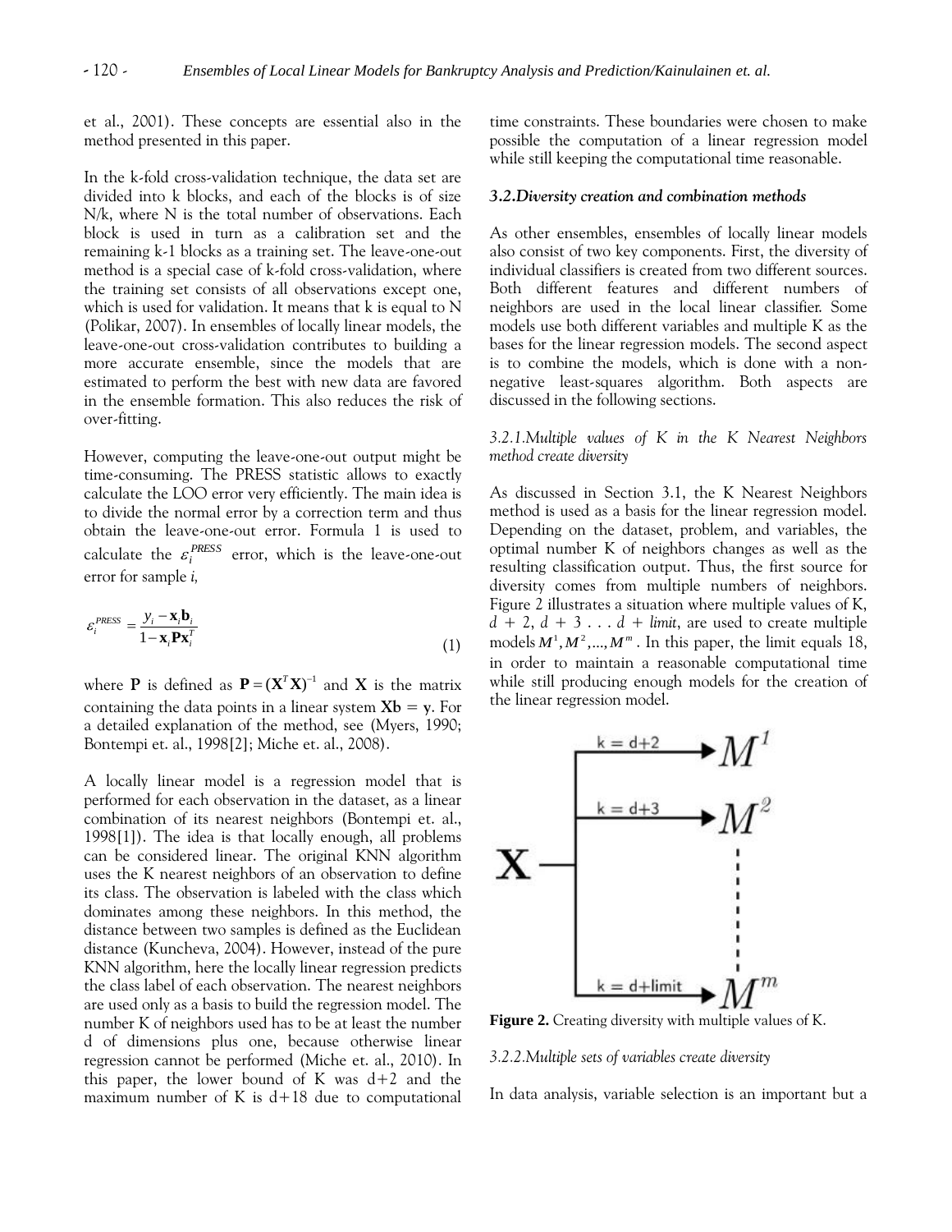et al., 2001). These concepts are essential also in the method presented in this paper.

In the k-fold cross-validation technique, the data set are divided into k blocks, and each of the blocks is of size N/k, where N is the total number of observations. Each block is used in turn as a calibration set and the remaining k-1 blocks as a training set. The leave-one-out method is a special case of k-fold cross-validation, where the training set consists of all observations except one, which is used for validation. It means that k is equal to N (Polikar, 2007). In ensembles of locally linear models, the leave-one-out cross-validation contributes to building a more accurate ensemble, since the models that are estimated to perform the best with new data are favored in the ensemble formation. This also reduces the risk of over-fitting.

However, computing the leave-one-out output might be time-consuming. The PRESS statistic allows to exactly calculate the LOO error very efficiently. The main idea is to divide the normal error by a correction term and thus obtain the leave-one-out error. Formula 1 is used to calculate the $\varepsilon_i^{PRESS}$ error, which is the leave-one-out error for sample *i*,

$$\varepsilon_i^{PRESS} = \frac{y_i - \mathbf{x}_i \mathbf{b}_i}{1 - \mathbf{x}_i \mathbf{P} \mathbf{x}_i^T} \tag{1}$$

where $\mathbf{P}$ is defined as $\mathbf{P} = (\mathbf{X}^T\mathbf{X})^{-1}$ and $\mathbf{X}$ is the matrix containing the data points in a linear system $\mathbf{Xb} = \mathbf{y}$. For a detailed explanation of the method, see (Myers, 1990; Bontempi et. al., 1998[2]; Miche et. al., 2008).

A locally linear model is a regression model that is performed for each observation in the dataset, as a linear combination of its nearest neighbors (Bontempi et. al., 1998[1]). The idea is that locally enough, all problems can be considered linear. The original KNN algorithm uses the K nearest neighbors of an observation to define its class. The observation is labeled with the class which dominates among these neighbors. In this method, the distance between two samples is defined as the Euclidean distance (Kuncheva, 2004). However, instead of the pure KNN algorithm, here the locally linear regression predicts the class label of each observation. The nearest neighbors are used only as a basis to build the regression model. The number K of neighbors used has to be at least the number d of dimensions plus one, because otherwise linear regression cannot be performed (Miche et. al., 2010). In this paper, the lower bound of K was d+2 and the maximum number of K is d+18 due to computational time constraints. These boundaries were chosen to make possible the computation of a linear regression model while still keeping the computational time reasonable.

### 3.2. Diversity creation and combination methods

As other ensembles, ensembles of locally linear models also consist of two key components. First, the diversity of individual classifiers is created from two different sources. Both different features and different numbers of neighbors are used in the local linear classifier. Some models use both different variables and multiple K as the bases for the linear regression models. The second aspect is to combine the models, which is done with a non-negative least-squares algorithm. Both aspects are discussed in the following sections.

#### *3.2.1. Multiple values of K in the K Nearest Neighbors method create diversity*

As discussed in Section 3.1, the K Nearest Neighbors method is used as a basis for the linear regression model. Depending on the dataset, problem, and variables, the optimal number K of neighbors changes as well as the resulting classification output. Thus, the first source for diversity comes from multiple numbers of neighbors. Figure 2 illustrates a situation where multiple values of K, $d + 2, d + 3 \ldots d + limit$, are used to create multiple models $M^1, M^2, \ldots, M^m$. In this paper, the limit equals 18, in order to maintain a reasonable computational time while still producing enough models for the creation of the linear regression model.

**Figure 2.** Creating diversity with multiple values of K.

#### *3.2.2. Multiple sets of variables create diversity*

In data analysis, variable selection is an important but a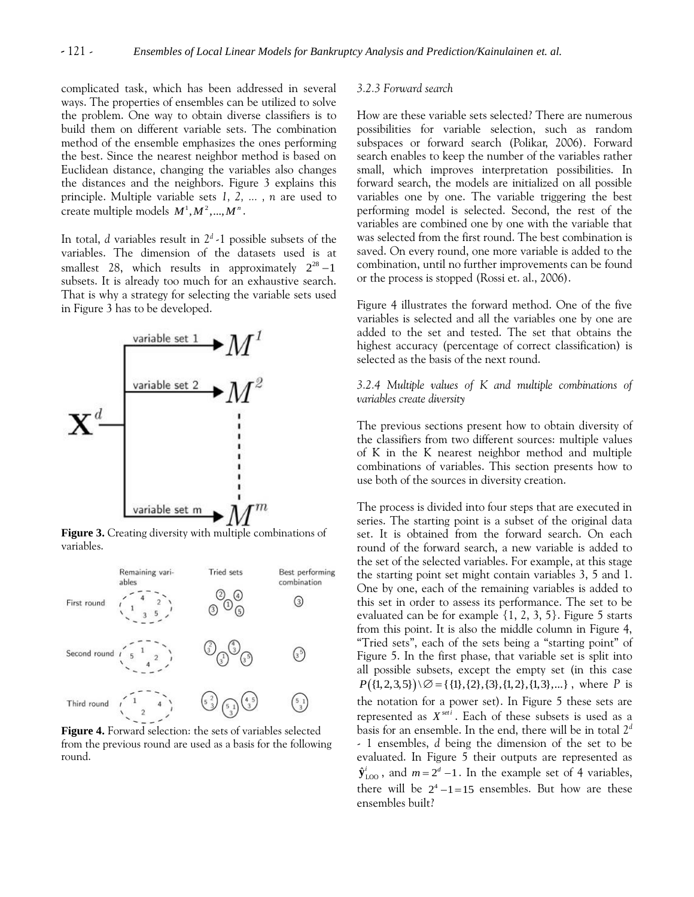complicated task, which has been addressed in several ways. The properties of ensembles can be utilized to solve the problem. One way to obtain diverse classifiers is to build them on different variable sets. The combination method of the ensemble emphasizes the ones performing the best. Since the nearest neighbor method is based on Euclidean distance, changing the variables also changes the distances and the neighbors. Figure 3 explains this principle. Multiple variable sets *1, 2, ... , n* are used to create multiple models $M^1, M^2, ..., M^n$.

In total, *d* variables result in $2^d$ -1 possible subsets of the variables. The dimension of the datasets used is at smallest 28, which results in approximately $2^{28}-1$ subsets. It is already too much for an exhaustive search. That is why a strategy for selecting the variable sets used in Figure 3 has to be developed.

**Figure 3.** Creating diversity with multiple combinations of variables.

**Figure 4.** Forward selection: the sets of variables selected from the previous round are used as a basis for the following round.

### *3.2.3 Forward search*

How are these variable sets selected? There are numerous possibilities for variable selection, such as random subspaces or forward search (Polikar, 2006). Forward search enables to keep the number of the variables rather small, which improves interpretation possibilities. In forward search, the models are initialized on all possible variables one by one. The variable triggering the best performing model is selected. Second, the rest of the variables are combined one by one with the variable that was selected from the first round. The best combination is saved. On every round, one more variable is added to the combination, until no further improvements can be found or the process is stopped (Rossi et. al., 2006).

Figure 4 illustrates the forward method. One of the five variables is selected and all the variables one by one are added to the set and tested. The set that obtains the highest accuracy (percentage of correct classification) is selected as the basis of the next round.

### *3.2.4 Multiple values of K and multiple combinations of variables create diversity*

The previous sections present how to obtain diversity of the classifiers from two different sources: multiple values of K in the K nearest neighbor method and multiple combinations of variables. This section presents how to use both of the sources in diversity creation.

The process is divided into four steps that are executed in series. The starting point is a subset of the original data set. It is obtained from the forward search. On each round of the forward search, a new variable is added to the set of the selected variables. For example, at this stage the starting point set might contain variables 3, 5 and 1. One by one, each of the remaining variables is added to this set in order to assess its performance. The set to be evaluated can be for example {1, 2, 3, 5}. Figure 5 starts from this point. It is also the middle column in Figure 4, "Tried sets", each of the sets being a "starting point" of Figure 5. In the first phase, that variable set is split into all possible subsets, except the empty set (in this case $P(\{1,2,3,5\})\setminus\varnothing = \{\{1\},\{2\},\{3\},\{1,2\},\{1,3\},...\}$, where $P$ is the notation for a power set). In Figure 5 these sets are represented as $X^{set\,i}$. Each of these subsets is used as a basis for an ensemble. In the end, there will be in total $2^d$ - 1 ensembles, *d* being the dimension of the set to be evaluated. In Figure 5 their outputs are represented as $\hat{\mathbf{y}}^i_{\mathrm{LOO}}$, and $m = 2^d - 1$. In the example set of 4 variables, there will be $2^4 - 1 = 15$ ensembles. But how are these ensembles built?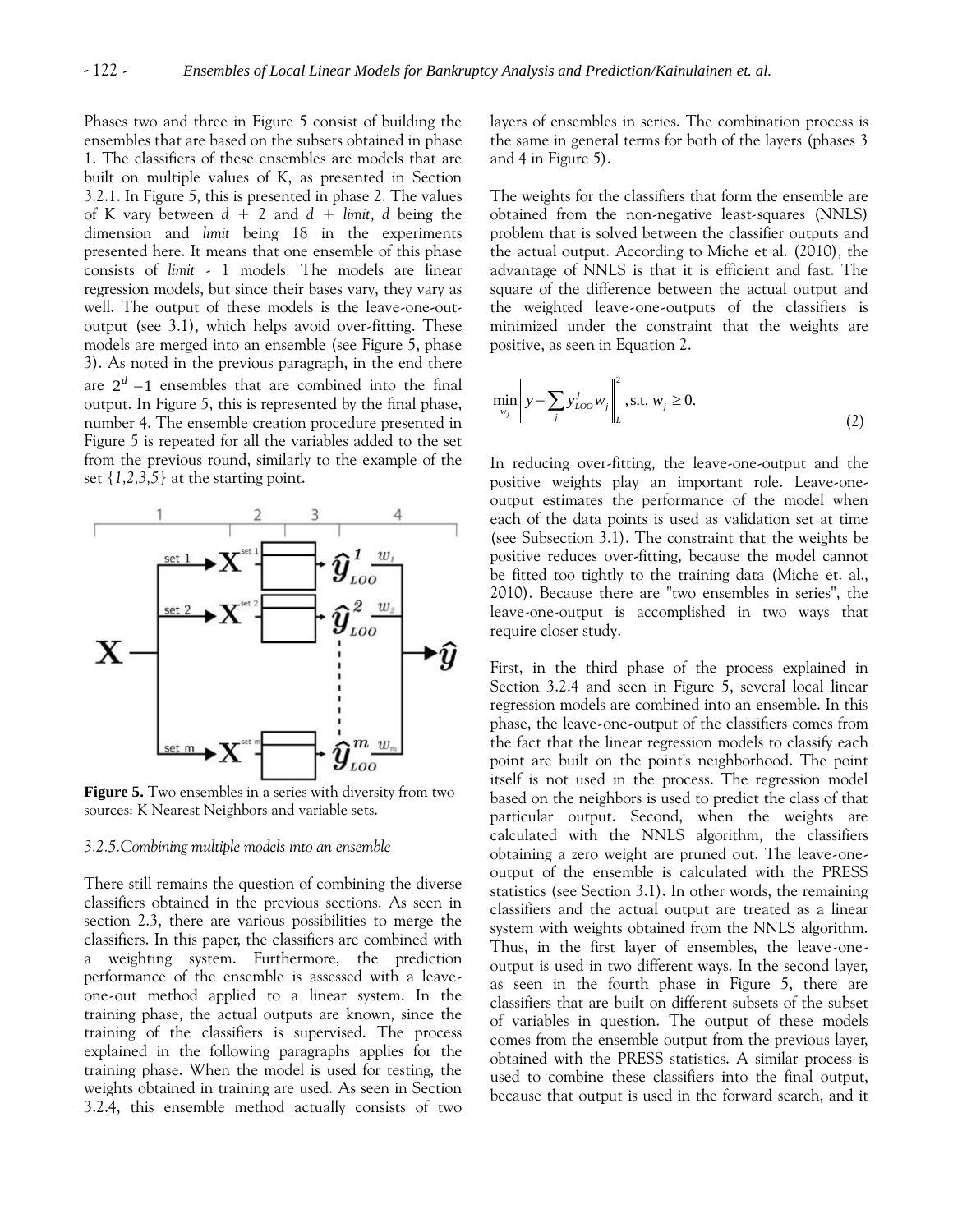Phases two and three in Figure 5 consist of building the ensembles that are based on the subsets obtained in phase 1. The classifiers of these ensembles are models that are built on multiple values of K, as presented in Section 3.2.1. In Figure 5, this is presented in phase 2. The values of K vary between $d + 2$ and $d + limit$, $d$ being the dimension and *limit* being 18 in the experiments presented here. It means that one ensemble of this phase consists of *limit* - 1 models. The models are linear regression models, but since their bases vary, they vary as well. The output of these models is the leave-one-out-output (see 3.1), which helps avoid over-fitting. These models are merged into an ensemble (see Figure 5, phase 3). As noted in the previous paragraph, in the end there are $2^d - 1$ ensembles that are combined into the final output. In Figure 5, this is represented by the final phase, number 4. The ensemble creation procedure presented in Figure 5 is repeated for all the variables added to the set from the previous round, similarly to the example of the set {*1,2,3,5*} at the starting point.

**Figure 5.** Two ensembles in a series with diversity from two sources: K Nearest Neighbors and variable sets.

### *3.2.5.Combining multiple models into an ensemble*

There still remains the question of combining the diverse classifiers obtained in the previous sections. As seen in section 2.3, there are various possibilities to merge the classifiers. In this paper, the classifiers are combined with a weighting system. Furthermore, the prediction performance of the ensemble is assessed with a leave-one-out method applied to a linear system. In the training phase, the actual outputs are known, since the training of the classifiers is supervised. The process explained in the following paragraphs applies for the training phase. When the model is used for testing, the weights obtained in training are used. As seen in Section 3.2.4, this ensemble method actually consists of two layers of ensembles in series. The combination process is the same in general terms for both of the layers (phases 3 and 4 in Figure 5).

The weights for the classifiers that form the ensemble are obtained from the non-negative least-squares (NNLS) problem that is solved between the classifier outputs and the actual output. According to Miche et al. (2010), the advantage of NNLS is that it is efficient and fast. The square of the difference between the actual output and the weighted leave-one-outputs of the classifiers is minimized under the constraint that the weights are positive, as seen in Equation 2.

$$\min_{w_j} \left\| y - \sum_j y^j_{LOO} w_j \right\|^2_L, \text{s.t. } w_j \geq 0. \tag{2}$$

In reducing over-fitting, the leave-one-output and the positive weights play an important role. Leave-one-output estimates the performance of the model when each of the data points is used as validation set at time (see Subsection 3.1). The constraint that the weights be positive reduces over-fitting, because the model cannot be fitted too tightly to the training data (Miche et. al., 2010). Because there are "two ensembles in series", the leave-one-output is accomplished in two ways that require closer study.

First, in the third phase of the process explained in Section 3.2.4 and seen in Figure 5, several local linear regression models are combined into an ensemble. In this phase, the leave-one-output of the classifiers comes from the fact that the linear regression models to classify each point are built on the point's neighborhood. The point itself is not used in the process. The regression model based on the neighbors is used to predict the class of that particular output. Second, when the weights are calculated with the NNLS algorithm, the classifiers obtaining a zero weight are pruned out. The leave-one-output of the ensemble is calculated with the PRESS statistics (see Section 3.1). In other words, the remaining classifiers and the actual output are treated as a linear system with weights obtained from the NNLS algorithm. Thus, in the first layer of ensembles, the leave-one-output is used in two different ways. In the second layer, as seen in the fourth phase in Figure 5, there are classifiers that are built on different subsets of the subset of variables in question. The output of these models comes from the ensemble output from the previous layer, obtained with the PRESS statistics. A similar process is used to combine these classifiers into the final output, because that output is used in the forward search, and it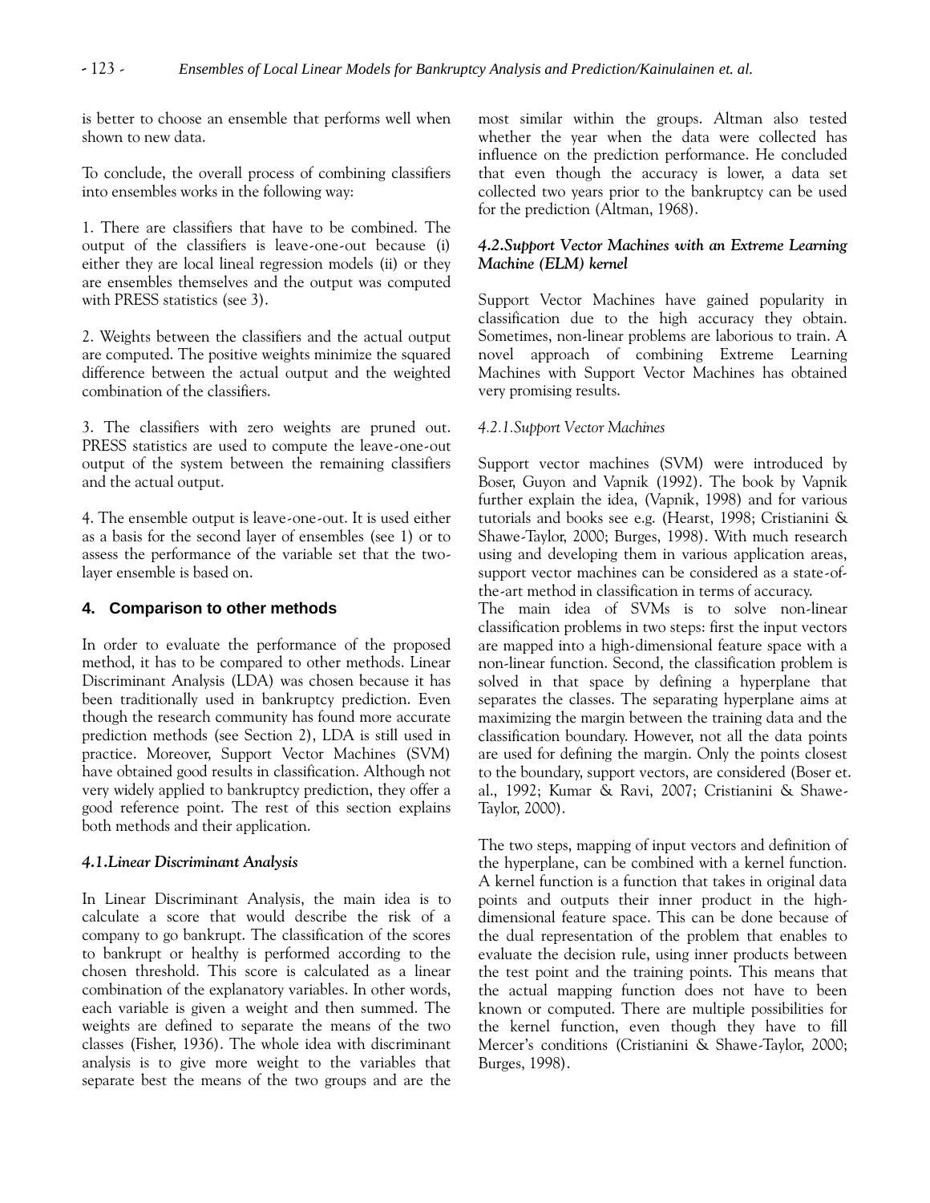is better to choose an ensemble that performs well when shown to new data.

To conclude, the overall process of combining classifiers into ensembles works in the following way:

1. There are classifiers that have to be combined. The output of the classifiers is leave-one-out because (i) either they are local lineal regression models (ii) or they are ensembles themselves and the output was computed with PRESS statistics (see 3).

2. Weights between the classifiers and the actual output are computed. The positive weights minimize the squared difference between the actual output and the weighted combination of the classifiers.

3. The classifiers with zero weights are pruned out. PRESS statistics are used to compute the leave-one-out output of the system between the remaining classifiers and the actual output.

4. The ensemble output is leave-one-out. It is used either as a basis for the second layer of ensembles (see 1) or to assess the performance of the variable set that the two-layer ensemble is based on.

## 4. Comparison to other methods

In order to evaluate the performance of the proposed method, it has to be compared to other methods. Linear Discriminant Analysis (LDA) was chosen because it has been traditionally used in bankruptcy prediction. Even though the research community has found more accurate prediction methods (see Section 2), LDA is still used in practice. Moreover, Support Vector Machines (SVM) have obtained good results in classification. Although not very widely applied to bankruptcy prediction, they offer a good reference point. The rest of this section explains both methods and their application.

### *4.1.Linear Discriminant Analysis*

In Linear Discriminant Analysis, the main idea is to calculate a score that would describe the risk of a company to go bankrupt. The classification of the scores to bankrupt or healthy is performed according to the chosen threshold. This score is calculated as a linear combination of the explanatory variables. In other words, each variable is given a weight and then summed. The weights are defined to separate the means of the two classes (Fisher, 1936). The whole idea with discriminant analysis is to give more weight to the variables that separate best the means of the two groups and are the most similar within the groups. Altman also tested whether the year when the data were collected has influence on the prediction performance. He concluded that even though the accuracy is lower, a data set collected two years prior to the bankruptcy can be used for the prediction (Altman, 1968).

### *4.2.Support Vector Machines with an Extreme Learning Machine (ELM) kernel*

Support Vector Machines have gained popularity in classification due to the high accuracy they obtain. Sometimes, non-linear problems are laborious to train. A novel approach of combining Extreme Learning Machines with Support Vector Machines has obtained very promising results.

#### *4.2.1.Support Vector Machines*

Support vector machines (SVM) were introduced by Boser, Guyon and Vapnik (1992). The book by Vapnik further explain the idea, (Vapnik, 1998) and for various tutorials and books see e.g. (Hearst, 1998; Cristianini & Shawe-Taylor, 2000; Burges, 1998). With much research using and developing them in various application areas, support vector machines can be considered as a state-of-the-art method in classification in terms of accuracy.
The main idea of SVMs is to solve non-linear classification problems in two steps: first the input vectors are mapped into a high-dimensional feature space with a non-linear function. Second, the classification problem is solved in that space by defining a hyperplane that separates the classes. The separating hyperplane aims at maximizing the margin between the training data and the classification boundary. However, not all the data points are used for defining the margin. Only the points closest to the boundary, support vectors, are considered (Boser et. al., 1992; Kumar & Ravi, 2007; Cristianini & Shawe-Taylor, 2000).

The two steps, mapping of input vectors and definition of the hyperplane, can be combined with a kernel function. A kernel function is a function that takes in original data points and outputs their inner product in the high-dimensional feature space. This can be done because of the dual representation of the problem that enables to evaluate the decision rule, using inner products between the test point and the training points. This means that the actual mapping function does not have to been known or computed. There are multiple possibilities for the kernel function, even though they have to fill Mercer's conditions (Cristianini & Shawe-Taylor, 2000; Burges, 1998).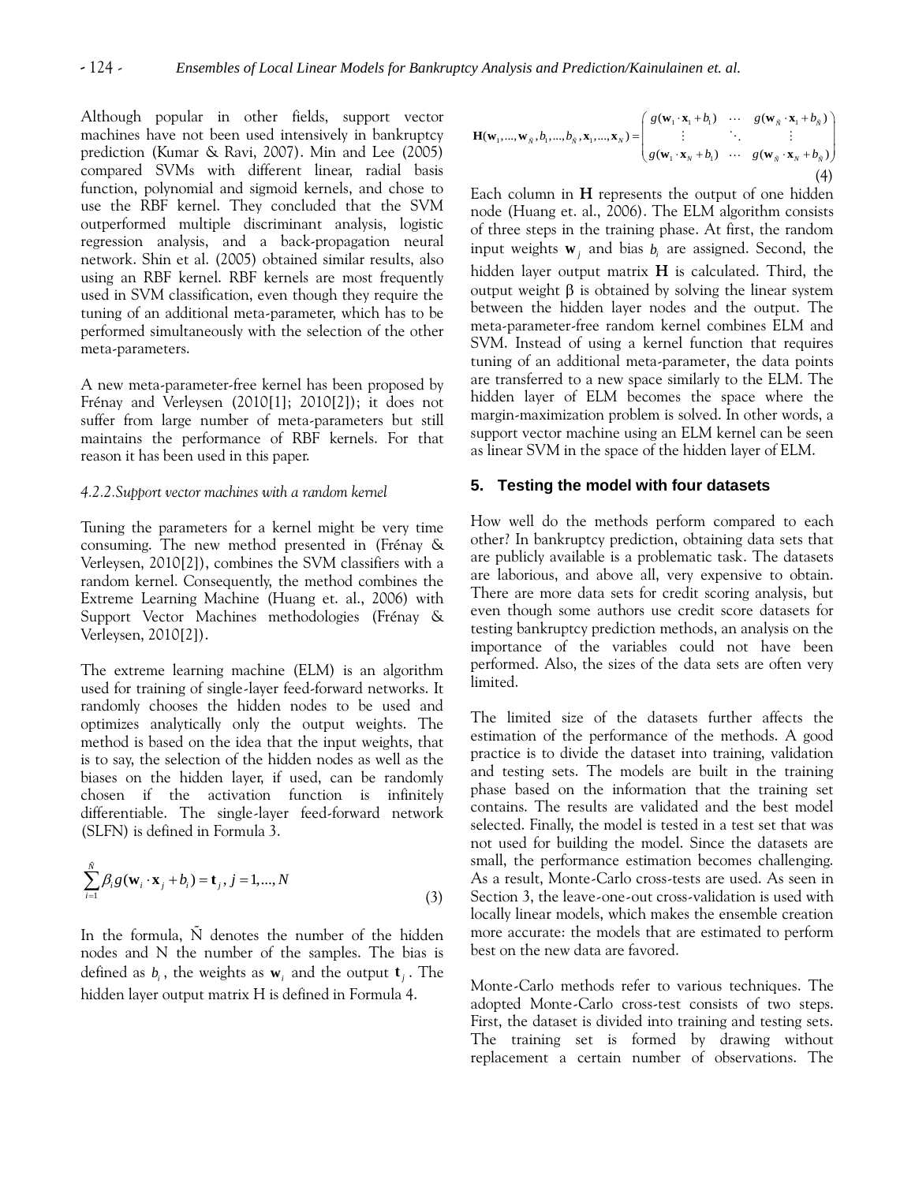Although popular in other fields, support vector machines have not been used intensively in bankruptcy prediction (Kumar & Ravi, 2007). Min and Lee (2005) compared SVMs with different linear, radial basis function, polynomial and sigmoid kernels, and chose to use the RBF kernel. They concluded that the SVM outperformed multiple discriminant analysis, logistic regression analysis, and a back-propagation neural network. Shin et al. (2005) obtained similar results, also using an RBF kernel. RBF kernels are most frequently used in SVM classification, even though they require the tuning of an additional meta-parameter, which has to be performed simultaneously with the selection of the other meta-parameters.

A new meta-parameter-free kernel has been proposed by Frénay and Verleysen (2010[1]; 2010[2]); it does not suffer from large number of meta-parameters but still maintains the performance of RBF kernels. For that reason it has been used in this paper.

#### *4.2.2.Support vector machines with a random kernel*

Tuning the parameters for a kernel might be very time consuming. The new method presented in (Frénay & Verleysen, 2010[2]), combines the SVM classifiers with a random kernel. Consequently, the method combines the Extreme Learning Machine (Huang et. al., 2006) with Support Vector Machines methodologies (Frénay & Verleysen, 2010[2]).

The extreme learning machine (ELM) is an algorithm used for training of single-layer feed-forward networks. It randomly chooses the hidden nodes to be used and optimizes analytically only the output weights. The method is based on the idea that the input weights, that is to say, the selection of the hidden nodes as well as the biases on the hidden layer, if used, can be randomly chosen if the activation function is infinitely differentiable. The single-layer feed-forward network (SLFN) is defined in Formula 3.

$$\sum_{i=1}^{\tilde{N}} \beta_i g(\mathbf{w}_i \cdot \mathbf{x}_j + b_i) = \mathbf{t}_j,\ j = 1,...,N \tag{3}$$

In the formula, Ñ denotes the number of the hidden nodes and N the number of the samples. The bias is defined as $b_i$, the weights as $\mathbf{w}_i$ and the output $\mathbf{t}_j$. The hidden layer output matrix H is defined in Formula 4.

$$\mathbf{H}(\mathbf{w}_1,...,\mathbf{w}_{\tilde{N}}, b_1,...,b_{\tilde{N}}, \mathbf{x}_1,...,\mathbf{x}_N) = \begin{pmatrix} g(\mathbf{w}_1 \cdot \mathbf{x}_1 + b_1) & \cdots & g(\mathbf{w}_{\tilde{N}} \cdot \mathbf{x}_1 + b_{\tilde{N}}) \\ \vdots & \ddots & \vdots \\ g(\mathbf{w}_1 \cdot \mathbf{x}_N + b_1) & \cdots & g(\mathbf{w}_{\tilde{N}} \cdot \mathbf{x}_N + b_{\tilde{N}}) \end{pmatrix} \tag{4}$$

Each column in **H** represents the output of one hidden node (Huang et. al., 2006). The ELM algorithm consists of three steps in the training phase. At first, the random input weights $\mathbf{w}_j$ and bias $b_i$ are assigned. Second, the hidden layer output matrix **H** is calculated. Third, the output weight β is obtained by solving the linear system between the hidden layer nodes and the output. The meta-parameter-free random kernel combines ELM and SVM. Instead of using a kernel function that requires tuning of an additional meta-parameter, the data points are transferred to a new space similarly to the ELM. The hidden layer of ELM becomes the space where the margin-maximization problem is solved. In other words, a support vector machine using an ELM kernel can be seen as linear SVM in the space of the hidden layer of ELM.

## 5. Testing the model with four datasets

How well do the methods perform compared to each other? In bankruptcy prediction, obtaining data sets that are publicly available is a problematic task. The datasets are laborious, and above all, very expensive to obtain. There are more data sets for credit scoring analysis, but even though some authors use credit score datasets for testing bankruptcy prediction methods, an analysis on the importance of the variables could not have been performed. Also, the sizes of the data sets are often very limited.

The limited size of the datasets further affects the estimation of the performance of the methods. A good practice is to divide the dataset into training, validation and testing sets. The models are built in the training phase based on the information that the training set contains. The results are validated and the best model selected. Finally, the model is tested in a test set that was not used for building the model. Since the datasets are small, the performance estimation becomes challenging. As a result, Monte-Carlo cross-tests are used. As seen in Section 3, the leave-one-out cross-validation is used with locally linear models, which makes the ensemble creation more accurate: the models that are estimated to perform best on the new data are favored.

Monte-Carlo methods refer to various techniques. The adopted Monte-Carlo cross-test consists of two steps. First, the dataset is divided into training and testing sets. The training set is formed by drawing without replacement a certain number of observations. The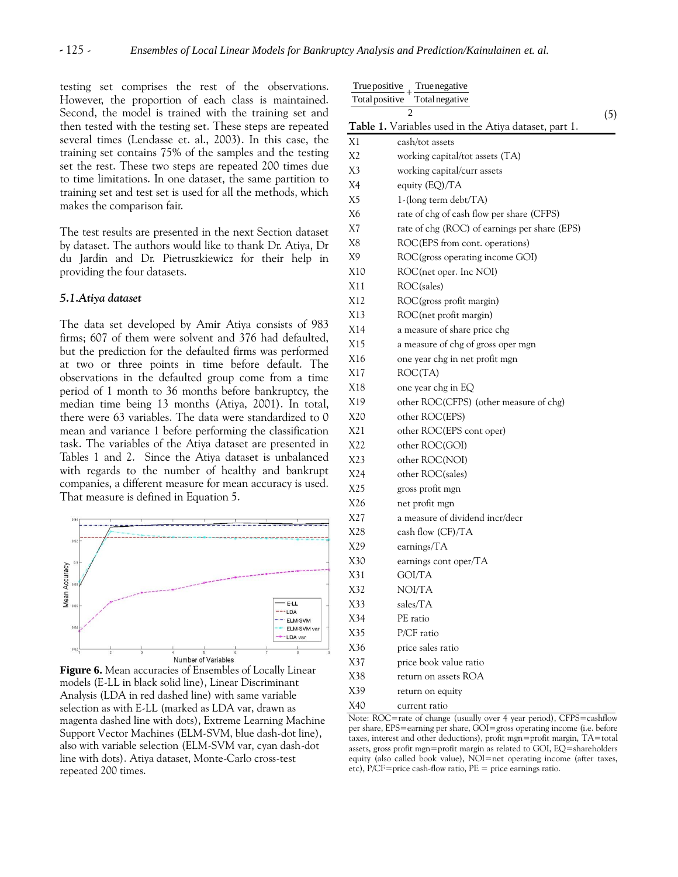testing set comprises the rest of the observations. However, the proportion of each class is maintained. Second, the model is trained with the training set and then tested with the testing set. These steps are repeated several times (Lendasse et. al., 2003). In this case, the training set contains 75% of the samples and the testing set the rest. These two steps are repeated 200 times due to time limitations. In one dataset, the same partition to training set and test set is used for all the methods, which makes the comparison fair.

The test results are presented in the next Section dataset by dataset. The authors would like to thank Dr. Atiya, Dr du Jardin and Dr. Pietruszkiewicz for their help in providing the four datasets.

### *5.1. Atiya dataset*

The data set developed by Amir Atiya consists of 983 firms; 607 of them were solvent and 376 had defaulted, but the prediction for the defaulted firms was performed at two or three points in time before default. The observations in the defaulted group come from a time period of 1 month to 36 months before bankruptcy, the median time being 13 months (Atiya, 2001). In total, there were 63 variables. The data were standardized to 0 mean and variance 1 before performing the classification task. The variables of the Atiya dataset are presented in Tables 1 and 2. Since the Atiya dataset is unbalanced with regards to the number of healthy and bankrupt companies, a different measure for mean accuracy is used. That measure is defined in Equation 5.

**Figure 6.** Mean accuracies of Ensembles of Locally Linear models (E-LL in black solid line), Linear Discriminant Analysis (LDA in red dashed line) with same variable selection as with E-LL (marked as LDA var, drawn as magenta dashed line with dots), Extreme Learning Machine Support Vector Machines (ELM-SVM, blue dash-dot line), also with variable selection (ELM-SVM var, cyan dash-dot line with dots). Atiya dataset, Monte-Carlo cross-test repeated 200 times.

$$\frac{\frac{\text{True positive}}{\text{Total positive}} + \frac{\text{True negative}}{\text{Total negative}}}{2} \tag{5}$$

**Table 1.** Variables used in the Atiya dataset, part 1.

| | |
|---|---|
| X1 | cash/tot assets |
| X2 | working capital/tot assets (TA) |
| X3 | working capital/curr assets |
| X4 | equity (EQ)/TA |
| X5 | 1-(long term debt/TA) |
| X6 | rate of chg of cash flow per share (CFPS) |
| X7 | rate of chg (ROC) of earnings per share (EPS) |
| X8 | ROC(EPS from cont. operations) |
| X9 | ROC(gross operating income GOI) |
| X10 | ROC(net oper. Inc NOI) |
| X11 | ROC(sales) |
| X12 | ROC(gross profit margin) |
| X13 | ROC(net profit margin) |
| X14 | a measure of share price chg |
| X15 | a measure of chg of gross oper mgn |
| X16 | one year chg in net profit mgn |
| X17 | ROC(TA) |
| X18 | one year chg in EQ |
| X19 | other ROC(CFPS) (other measure of chg) |
| X20 | other ROC(EPS) |
| X21 | other ROC(EPS cont oper) |
| X22 | other ROC(GOI) |
| X23 | other ROC(NOI) |
| X24 | other ROC(sales) |
| X25 | gross profit mgn |
| X26 | net profit mgn |
| X27 | a measure of dividend incr/decr |
| X28 | cash flow (CF)/TA |
| X29 | earnings/TA |
| X30 | earnings cont oper/TA |
| X31 | GOI/TA |
| X32 | NOI/TA |
| X33 | sales/TA |
| X34 | PE ratio |
| X35 | P/CF ratio |
| X36 | price sales ratio |
| X37 | price book value ratio |
| X38 | return on assets ROA |
| X39 | return on equity |
| X40 | current ratio |

Note: ROC=rate of change (usually over 4 year period), CFPS=cashflow per share, EPS=earning per share, GOI=gross operating income (i.e. before taxes, interest and other deductions), profit mgn=profit margin, TA=total assets, gross profit mgn=profit margin as related to GOI, EQ=shareholders equity (also called book value), NOI=net operating income (after taxes, etc), P/CF=price cash-flow ratio, PE = price earnings ratio.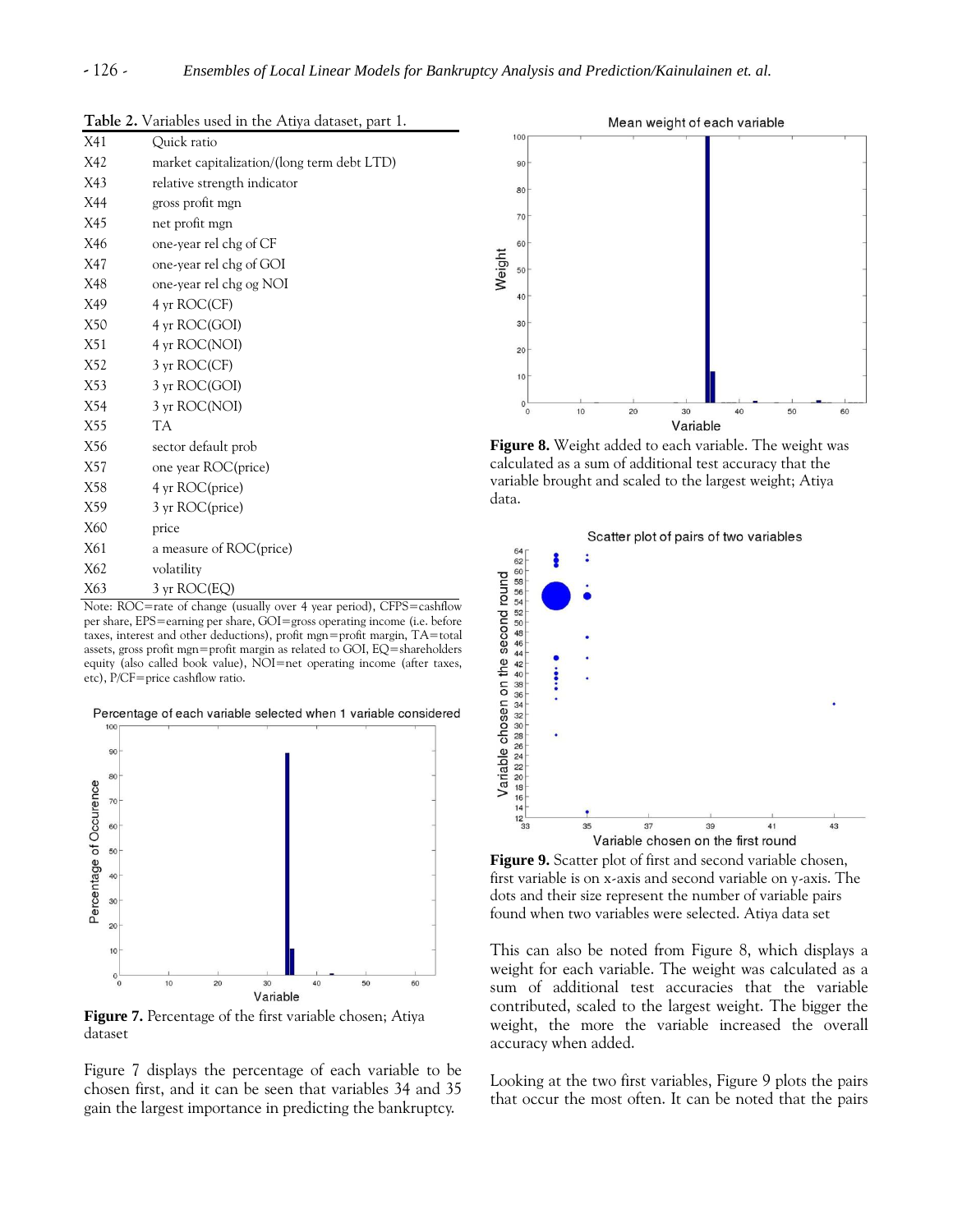**Table 2.** Variables used in the Atiya dataset, part 1.

| | |
|---|---|
| X41 | Quick ratio |
| X42 | market capitalization/(long term debt LTD) |
| X43 | relative strength indicator |
| X44 | gross profit mgn |
| X45 | net profit mgn |
| X46 | one-year rel chg of CF |
| X47 | one-year rel chg of GOI |
| X48 | one-year rel chg og NOI |
| X49 | 4 yr ROC(CF) |
| X50 | 4 yr ROC(GOI) |
| X51 | 4 yr ROC(NOI) |
| X52 | 3 yr ROC(CF) |
| X53 | 3 yr ROC(GOI) |
| X54 | 3 yr ROC(NOI) |
| X55 | TA |
| X56 | sector default prob |
| X57 | one year ROC(price) |
| X58 | 4 yr ROC(price) |
| X59 | 3 yr ROC(price) |
| X60 | price |
| X61 | a measure of ROC(price) |
| X62 | volatility |
| X63 | 3 yr ROC(EQ) |

Note: ROC=rate of change (usually over 4 year period), CFPS=cashflow per share, EPS=earning per share, GOI=gross operating income (i.e. before taxes, interest and other deductions), profit mgn=profit margin, TA=total assets, gross profit mgn=profit margin as related to GOI, EQ=shareholders equity (also called book value), NOI=net operating income (after taxes, etc), P/CF=price cashflow ratio.

**Figure 7.** Percentage of the first variable chosen; Atiya dataset

Figure 7 displays the percentage of each variable to be chosen first, and it can be seen that variables 34 and 35 gain the largest importance in predicting the bankruptcy.

**Figure 8.** Weight added to each variable. The weight was calculated as a sum of additional test accuracy that the variable brought and scaled to the largest weight; Atiya data.

**Figure 9.** Scatter plot of first and second variable chosen, first variable is on x-axis and second variable on y-axis. The dots and their size represent the number of variable pairs found when two variables were selected. Atiya data set

This can also be noted from Figure 8, which displays a weight for each variable. The weight was calculated as a sum of additional test accuracies that the variable contributed, scaled to the largest weight. The bigger the weight, the more the variable increased the overall accuracy when added.

Looking at the two first variables, Figure 9 plots the pairs that occur the most often. It can be noted that the pairs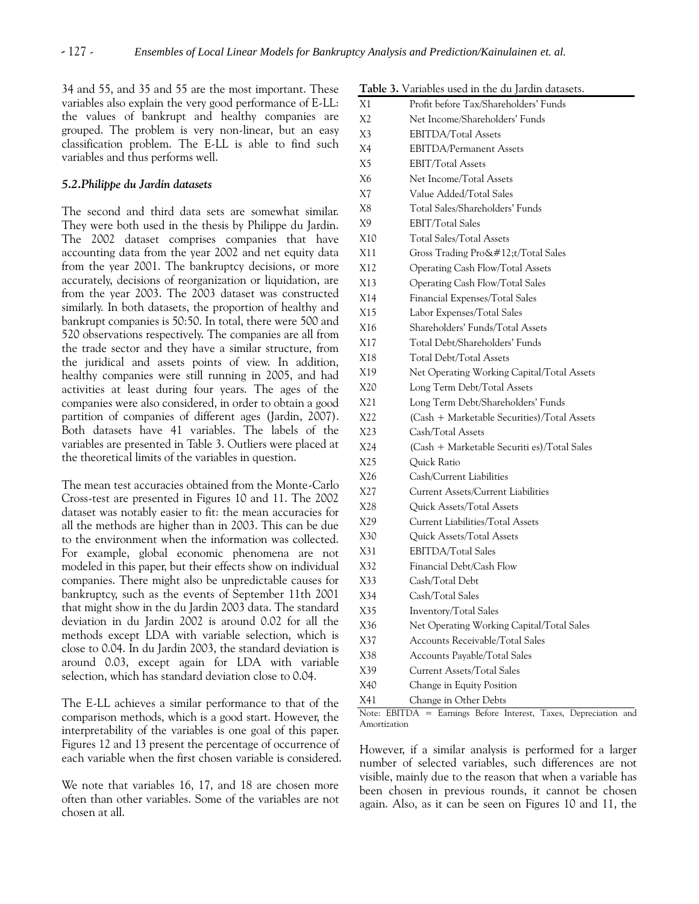34 and 55, and 35 and 55 are the most important. These variables also explain the very good performance of E-LL: the values of bankrupt and healthy companies are grouped. The problem is very non-linear, but an easy classification problem. The E-LL is able to find such variables and thus performs well.

### 5.2. Philippe du Jardin datasets

The second and third data sets are somewhat similar. They were both used in the thesis by Philippe du Jardin. The 2002 dataset comprises companies that have accounting data from the year 2002 and net equity data from the year 2001. The bankruptcy decisions, or more accurately, decisions of reorganization or liquidation, are from the year 2003. The 2003 dataset was constructed similarly. In both datasets, the proportion of healthy and bankrupt companies is 50:50. In total, there were 500 and 520 observations respectively. The companies are all from the trade sector and they have a similar structure, from the juridical and assets points of view. In addition, healthy companies were still running in 2005, and had activities at least during four years. The ages of the companies were also considered, in order to obtain a good partition of companies of different ages (Jardin, 2007). Both datasets have 41 variables. The labels of the variables are presented in Table 3. Outliers were placed at the theoretical limits of the variables in question.

The mean test accuracies obtained from the Monte-Carlo Cross-test are presented in Figures 10 and 11. The 2002 dataset was notably easier to fit: the mean accuracies for all the methods are higher than in 2003. This can be due to the environment when the information was collected. For example, global economic phenomena are not modeled in this paper, but their effects show on individual companies. There might also be unpredictable causes for bankruptcy, such as the events of September 11th 2001 that might show in the du Jardin 2003 data. The standard deviation in du Jardin 2002 is around 0.02 for all the methods except LDA with variable selection, which is close to 0.04. In du Jardin 2003, the standard deviation is around 0.03, except again for LDA with variable selection, which has standard deviation close to 0.04.

The E-LL achieves a similar performance to that of the comparison methods, which is a good start. However, the interpretability of the variables is one goal of this paper. Figures 12 and 13 present the percentage of occurrence of each variable when the first chosen variable is considered.

We note that variables 16, 17, and 18 are chosen more often than other variables. Some of the variables are not chosen at all.

**Table 3.** Variables used in the du Jardin datasets.

| | |
|---|---|
| X1 | Profit before Tax/Shareholders' Funds |
| X2 | Net Income/Shareholders' Funds |
| X3 | EBITDA/Total Assets |
| X4 | EBITDA/Permanent Assets |
| X5 | EBIT/Total Assets |
| X6 | Net Income/Total Assets |
| X7 | Value Added/Total Sales |
| X8 | Total Sales/Shareholders' Funds |
| X9 | EBIT/Total Sales |
| X10 | Total Sales/Total Assets |
| X11 | Gross Trading Pro&#12;t/Total Sales |
| X12 | Operating Cash Flow/Total Assets |
| X13 | Operating Cash Flow/Total Sales |
| X14 | Financial Expenses/Total Sales |
| X15 | Labor Expenses/Total Sales |
| X16 | Shareholders' Funds/Total Assets |
| X17 | Total Debt/Shareholders' Funds |
| X18 | Total Debt/Total Assets |
| X19 | Net Operating Working Capital/Total Assets |
| X20 | Long Term Debt/Total Assets |
| X21 | Long Term Debt/Shareholders' Funds |
| X22 | (Cash + Marketable Securities)/Total Assets |
| X23 | Cash/Total Assets |
| X24 | (Cash + Marketable Securiti es)/Total Sales |
| X25 | Quick Ratio |
| X26 | Cash/Current Liabilities |
| X27 | Current Assets/Current Liabilities |
| X28 | Quick Assets/Total Assets |
| X29 | Current Liabilities/Total Assets |
| X30 | Quick Assets/Total Assets |
| X31 | EBITDA/Total Sales |
| X32 | Financial Debt/Cash Flow |
| X33 | Cash/Total Debt |
| X34 | Cash/Total Sales |
| X35 | Inventory/Total Sales |
| X36 | Net Operating Working Capital/Total Sales |
| X37 | Accounts Receivable/Total Sales |
| X38 | Accounts Payable/Total Sales |
| X39 | Current Assets/Total Sales |
| X40 | Change in Equity Position |
| X41 | Change in Other Debts |

Note: EBITDA = Earnings Before Interest, Taxes, Depreciation and Amortization

However, if a similar analysis is performed for a larger number of selected variables, such differences are not visible, mainly due to the reason that when a variable has been chosen in previous rounds, it cannot be chosen again. Also, as it can be seen on Figures 10 and 11, the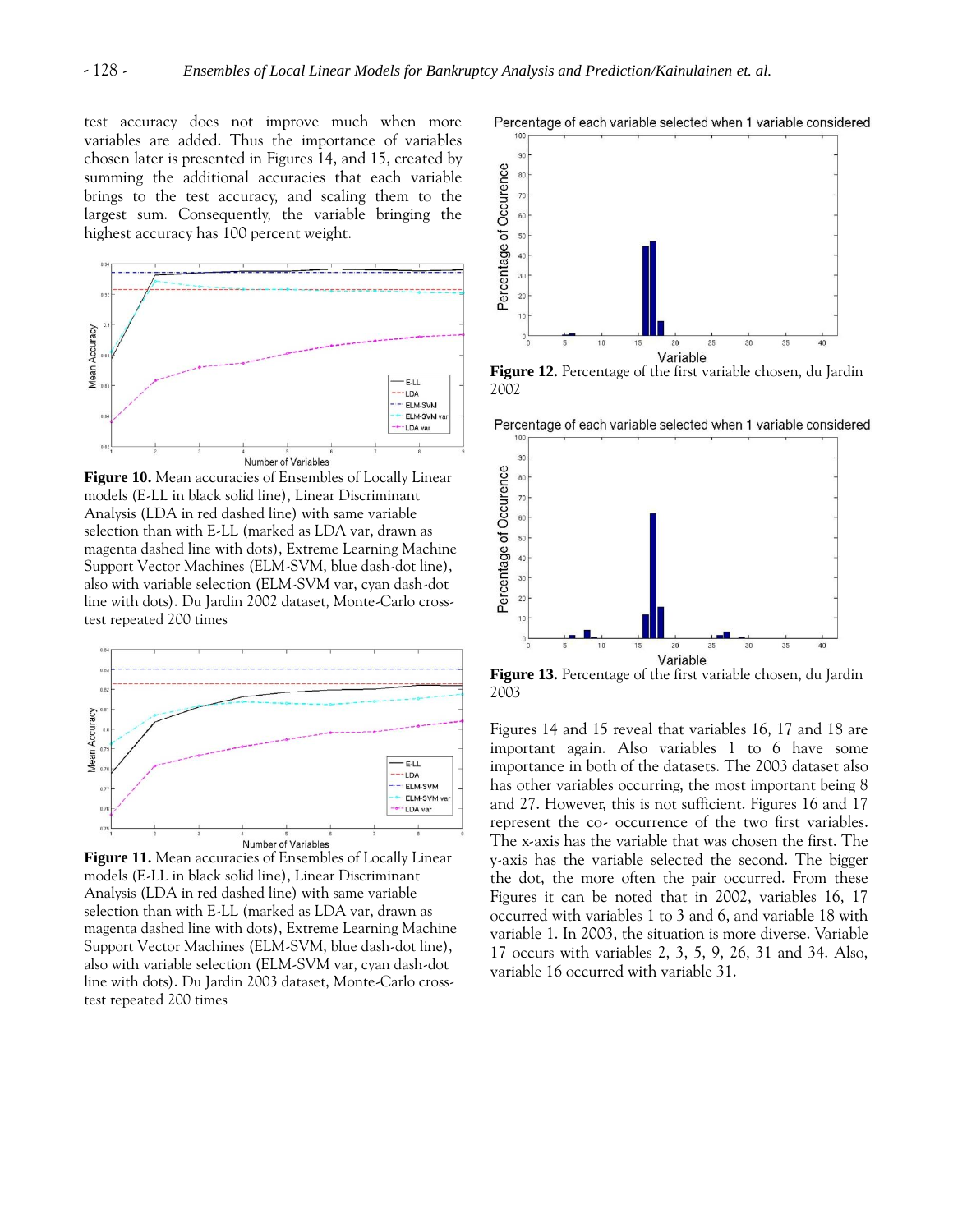test accuracy does not improve much when more variables are added. Thus the importance of variables chosen later is presented in Figures 14, and 15, created by summing the additional accuracies that each variable brings to the test accuracy, and scaling them to the largest sum. Consequently, the variable bringing the highest accuracy has 100 percent weight.

**Figure 10.** Mean accuracies of Ensembles of Locally Linear models (E-LL in black solid line), Linear Discriminant Analysis (LDA in red dashed line) with same variable selection than with E-LL (marked as LDA var, drawn as magenta dashed line with dots), Extreme Learning Machine Support Vector Machines (ELM-SVM, blue dash-dot line), also with variable selection (ELM-SVM var, cyan dash-dot line with dots). Du Jardin 2002 dataset, Monte-Carlo cross-test repeated 200 times

**Figure 11.** Mean accuracies of Ensembles of Locally Linear models (E-LL in black solid line), Linear Discriminant Analysis (LDA in red dashed line) with same variable selection than with E-LL (marked as LDA var, drawn as magenta dashed line with dots), Extreme Learning Machine Support Vector Machines (ELM-SVM, blue dash-dot line), also with variable selection (ELM-SVM var, cyan dash-dot line with dots). Du Jardin 2003 dataset, Monte-Carlo cross-test repeated 200 times

**Figure 12.** Percentage of the first variable chosen, du Jardin 2002

**Figure 13.** Percentage of the first variable chosen, du Jardin 2003

Figures 14 and 15 reveal that variables 16, 17 and 18 are important again. Also variables 1 to 6 have some importance in both of the datasets. The 2003 dataset also has other variables occurring, the most important being 8 and 27. However, this is not sufficient. Figures 16 and 17 represent the co- occurrence of the two first variables. The x-axis has the variable that was chosen the first. The y-axis has the variable selected the second. The bigger the dot, the more often the pair occurred. From these Figures it can be noted that in 2002, variables 16, 17 occurred with variables 1 to 3 and 6, and variable 18 with variable 1. In 2003, the situation is more diverse. Variable 17 occurs with variables 2, 3, 5, 9, 26, 31 and 34. Also, variable 16 occurred with variable 31.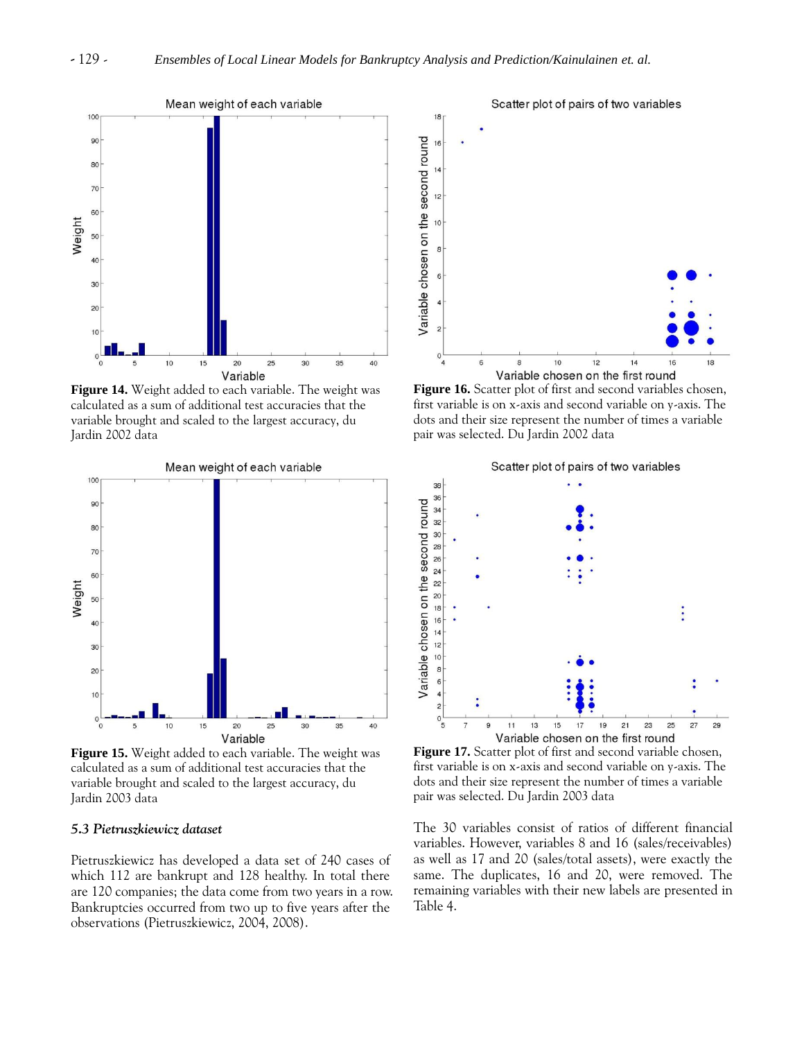**Figure 14.** Weight added to each variable. The weight was calculated as a sum of additional test accuracies that the variable brought and scaled to the largest accuracy, du Jardin 2002 data

**Figure 16.** Scatter plot of first and second variables chosen, first variable is on x-axis and second variable on y-axis. The dots and their size represent the number of times a variable pair was selected. Du Jardin 2002 data

**Figure 15.** Weight added to each variable. The weight was calculated as a sum of additional test accuracies that the variable brought and scaled to the largest accuracy, du Jardin 2003 data

**Figure 17.** Scatter plot of first and second variable chosen, first variable is on x-axis and second variable on y-axis. The dots and their size represent the number of times a variable pair was selected. Du Jardin 2003 data

### *5.3 Pietruszkiewicz dataset*

Pietruszkiewicz has developed a data set of 240 cases of which 112 are bankrupt and 128 healthy. In total there are 120 companies; the data come from two years in a row. Bankruptcies occurred from two up to five years after the observations (Pietruszkiewicz, 2004, 2008).

The 30 variables consist of ratios of different financial variables. However, variables 8 and 16 (sales/receivables) as well as 17 and 20 (sales/total assets), were exactly the same. The duplicates, 16 and 20, were removed. The remaining variables with their new labels are presented in Table 4.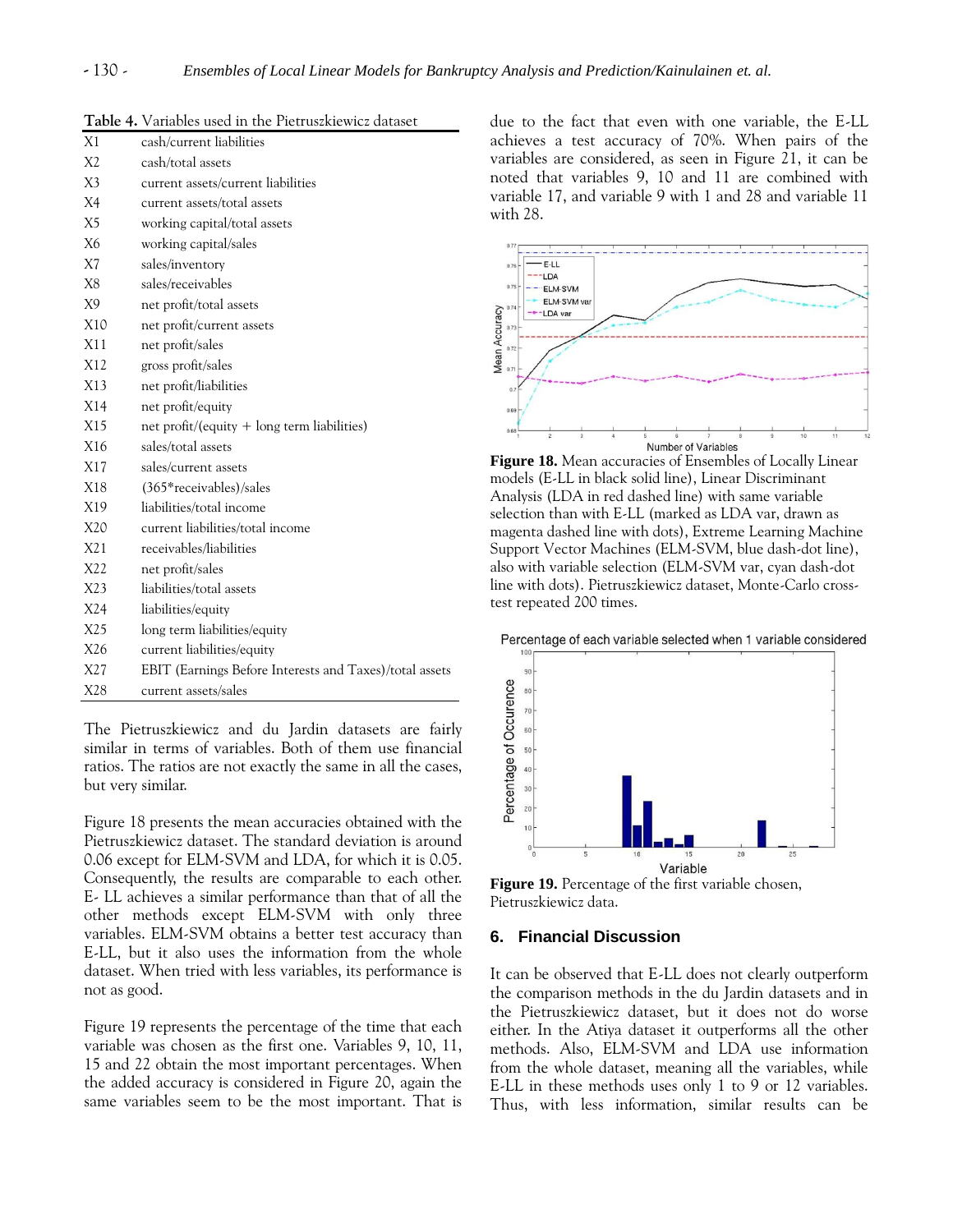**Table 4.** Variables used in the Pietruszkiewicz dataset

| | |
|---|---|
| X1 | cash/current liabilities |
| X2 | cash/total assets |
| X3 | current assets/current liabilities |
| X4 | current assets/total assets |
| X5 | working capital/total assets |
| X6 | working capital/sales |
| X7 | sales/inventory |
| X8 | sales/receivables |
| X9 | net profit/total assets |
| X10 | net profit/current assets |
| X11 | net profit/sales |
| X12 | gross profit/sales |
| X13 | net profit/liabilities |
| X14 | net profit/equity |
| X15 | net profit/(equity + long term liabilities) |
| X16 | sales/total assets |
| X17 | sales/current assets |
| X18 | (365*receivables)/sales |
| X19 | liabilities/total income |
| X20 | current liabilities/total income |
| X21 | receivables/liabilities |
| X22 | net profit/sales |
| X23 | liabilities/total assets |
| X24 | liabilities/equity |
| X25 | long term liabilities/equity |
| X26 | current liabilities/equity |
| X27 | EBIT (Earnings Before Interests and Taxes)/total assets |
| X28 | current assets/sales |

The Pietruszkiewicz and du Jardin datasets are fairly similar in terms of variables. Both of them use financial ratios. The ratios are not exactly the same in all the cases, but very similar.

Figure 18 presents the mean accuracies obtained with the Pietruszkiewicz dataset. The standard deviation is around 0.06 except for ELM-SVM and LDA, for which it is 0.05. Consequently, the results are comparable to each other. E- LL achieves a similar performance than that of all the other methods except ELM-SVM with only three variables. ELM-SVM obtains a better test accuracy than E-LL, but it also uses the information from the whole dataset. When tried with less variables, its performance is not as good.

Figure 19 represents the percentage of the time that each variable was chosen as the first one. Variables 9, 10, 11, 15 and 22 obtain the most important percentages. When the added accuracy is considered in Figure 20, again the same variables seem to be the most important. That is due to the fact that even with one variable, the E-LL achieves a test accuracy of 70%. When pairs of the variables are considered, as seen in Figure 21, it can be noted that variables 9, 10 and 11 are combined with variable 17, and variable 9 with 1 and 28 and variable 11 with 28.

**Figure 18.** Mean accuracies of Ensembles of Locally Linear models (E-LL in black solid line), Linear Discriminant Analysis (LDA in red dashed line) with same variable selection than with E-LL (marked as LDA var, drawn as magenta dashed line with dots), Extreme Learning Machine Support Vector Machines (ELM-SVM, blue dash-dot line), also with variable selection (ELM-SVM var, cyan dash-dot line with dots). Pietruszkiewicz dataset, Monte-Carlo cross-test repeated 200 times.

**Figure 19.** Percentage of the first variable chosen, Pietruszkiewicz data.

## 6. Financial Discussion

It can be observed that E-LL does not clearly outperform the comparison methods in the du Jardin datasets and in the Pietruszkiewicz dataset, but it does not do worse either. In the Atiya dataset it outperforms all the other methods. Also, ELM-SVM and LDA use information from the whole dataset, meaning all the variables, while E-LL in these methods uses only 1 to 9 or 12 variables. Thus, with less information, similar results can be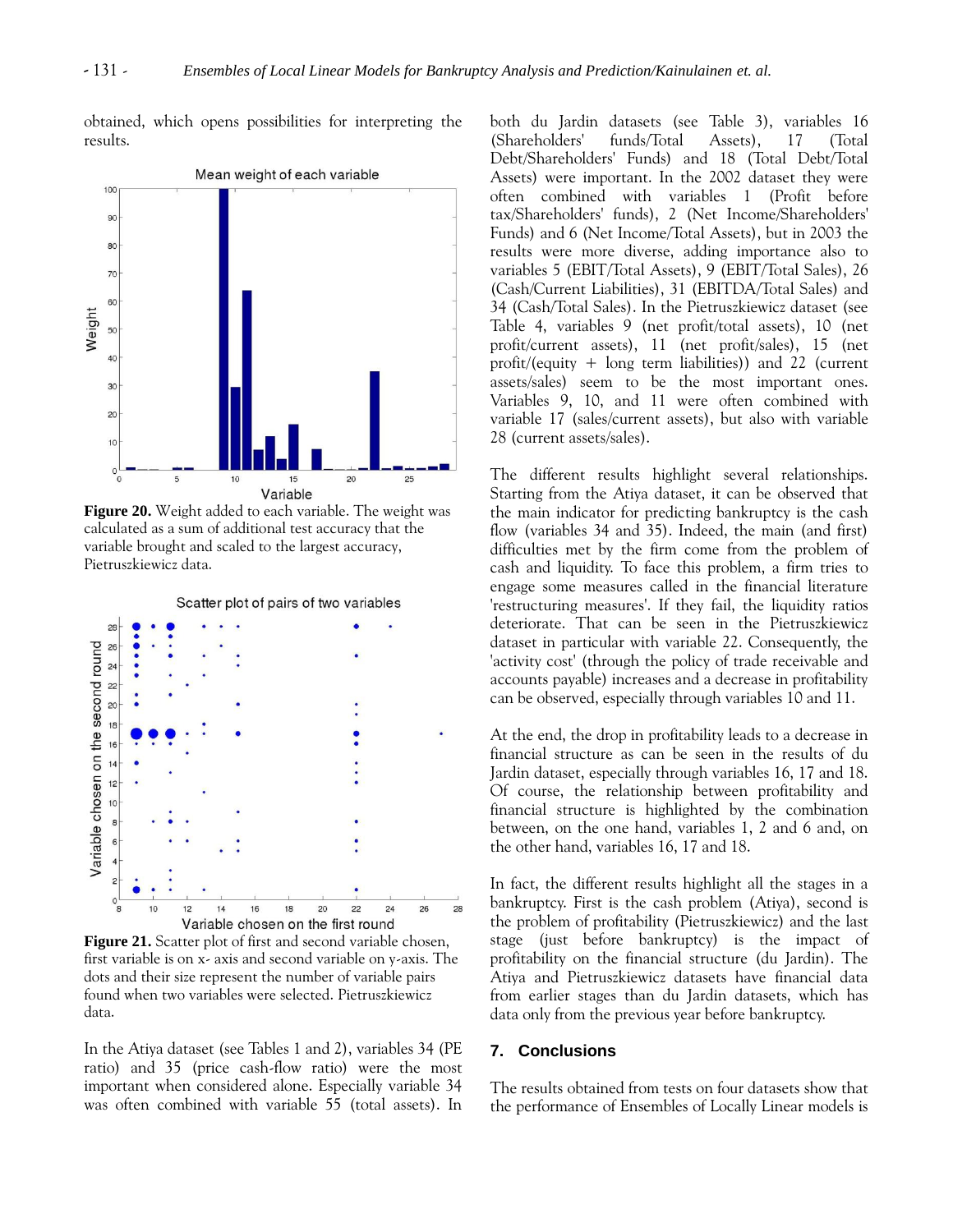obtained, which opens possibilities for interpreting the results.

**Figure 20.** Weight added to each variable. The weight was calculated as a sum of additional test accuracy that the variable brought and scaled to the largest accuracy, Pietruszkiewicz data.

**Figure 21.** Scatter plot of first and second variable chosen, first variable is on x- axis and second variable on y-axis. The dots and their size represent the number of variable pairs found when two variables were selected. Pietruszkiewicz data.

In the Atiya dataset (see Tables 1 and 2), variables 34 (PE ratio) and 35 (price cash-flow ratio) were the most important when considered alone. Especially variable 34 was often combined with variable 55 (total assets). In both du Jardin datasets (see Table 3), variables 16 (Shareholders' funds/Total Assets), 17 (Total Debt/Shareholders' Funds) and 18 (Total Debt/Total Assets) were important. In the 2002 dataset they were often combined with variables 1 (Profit before tax/Shareholders' funds), 2 (Net Income/Shareholders' Funds) and 6 (Net Income/Total Assets), but in 2003 the results were more diverse, adding importance also to variables 5 (EBIT/Total Assets), 9 (EBIT/Total Sales), 26 (Cash/Current Liabilities), 31 (EBITDA/Total Sales) and 34 (Cash/Total Sales). In the Pietruszkiewicz dataset (see Table 4, variables 9 (net profit/total assets), 10 (net profit/current assets), 11 (net profit/sales), 15 (net profit/(equity + long term liabilities)) and 22 (current assets/sales) seem to be the most important ones. Variables 9, 10, and 11 were often combined with variable 17 (sales/current assets), but also with variable 28 (current assets/sales).

The different results highlight several relationships. Starting from the Atiya dataset, it can be observed that the main indicator for predicting bankruptcy is the cash flow (variables 34 and 35). Indeed, the main (and first) difficulties met by the firm come from the problem of cash and liquidity. To face this problem, a firm tries to engage some measures called in the financial literature 'restructuring measures'. If they fail, the liquidity ratios deteriorate. That can be seen in the Pietruszkiewicz dataset in particular with variable 22. Consequently, the 'activity cost' (through the policy of trade receivable and accounts payable) increases and a decrease in profitability can be observed, especially through variables 10 and 11.

At the end, the drop in profitability leads to a decrease in financial structure as can be seen in the results of du Jardin dataset, especially through variables 16, 17 and 18. Of course, the relationship between profitability and financial structure is highlighted by the combination between, on the one hand, variables 1, 2 and 6 and, on the other hand, variables 16, 17 and 18.

In fact, the different results highlight all the stages in a bankruptcy. First is the cash problem (Atiya), second is the problem of profitability (Pietruszkiewicz) and the last stage (just before bankruptcy) is the impact of profitability on the financial structure (du Jardin). The Atiya and Pietruszkiewicz datasets have financial data from earlier stages than du Jardin datasets, which has data only from the previous year before bankruptcy.

## 7. Conclusions

The results obtained from tests on four datasets show that the performance of Ensembles of Locally Linear models is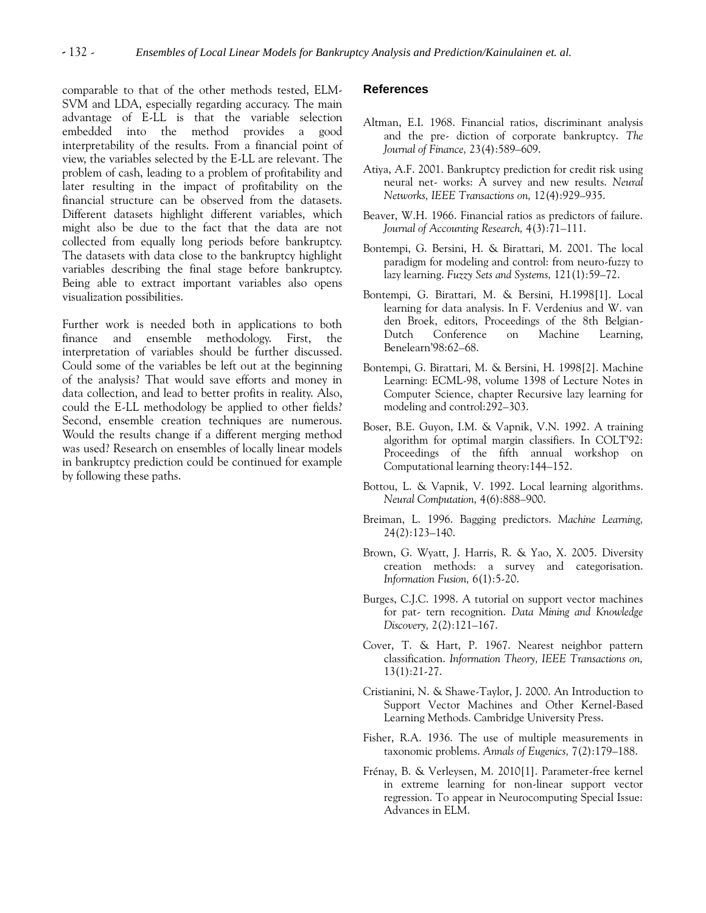comparable to that of the other methods tested, ELM-SVM and LDA, especially regarding accuracy. The main advantage of E-LL is that the variable selection embedded into the method provides a good interpretability of the results. From a financial point of view, the variables selected by the E-LL are relevant. The problem of cash, leading to a problem of profitability and later resulting in the impact of profitability on the financial structure can be observed from the datasets. Different datasets highlight different variables, which might also be due to the fact that the data are not collected from equally long periods before bankruptcy. The datasets with data close to the bankruptcy highlight variables describing the final stage before bankruptcy. Being able to extract important variables also opens visualization possibilities.

Further work is needed both in applications to both finance and ensemble methodology. First, the interpretation of variables should be further discussed. Could some of the variables be left out at the beginning of the analysis? That would save efforts and money in data collection, and lead to better profits in reality. Also, could the E-LL methodology be applied to other fields? Second, ensemble creation techniques are numerous. Would the results change if a different merging method was used? Research on ensembles of locally linear models in bankruptcy prediction could be continued for example by following these paths.

## References

Altman, E.I. 1968. Financial ratios, discriminant analysis and the pre- diction of corporate bankruptcy. *The Journal of Finance,* 23(4):589–609.

Atiya, A.F. 2001. Bankruptcy prediction for credit risk using neural net- works: A survey and new results. *Neural Networks, IEEE Transactions on,* 12(4):929–935.

Beaver, W.H. 1966. Financial ratios as predictors of failure. *Journal of Accounting Research,* 4(3):71–111.

Bontempi, G. Bersini, H. & Birattari, M. 2001. The local paradigm for modeling and control: from neuro-fuzzy to lazy learning. *Fuzzy Sets and Systems,* 121(1):59–72.

Bontempi, G. Birattari, M. & Bersini, H.1998[1]. Local learning for data analysis. In F. Verdenius and W. van den Broek, editors, Proceedings of the 8th Belgian-Dutch Conference on Machine Learning, Benelearn'98:62–68.

Bontempi, G. Birattari, M. & Bersini, H. 1998[2]. Machine Learning: ECML-98, volume 1398 of Lecture Notes in Computer Science, chapter Recursive lazy learning for modeling and control:292–303.

Boser, B.E. Guyon, I.M. & Vapnik, V.N. 1992. A training algorithm for optimal margin classifiers. In COLT'92: Proceedings of the fifth annual workshop on Computational learning theory:144–152.

Bottou, L. & Vapnik, V. 1992. Local learning algorithms. *Neural Computation,* 4(6):888–900.

Breiman, L. 1996. Bagging predictors. *Machine Learning,* 24(2):123–140.

Brown, G. Wyatt, J. Harris, R. & Yao, X. 2005. Diversity creation methods: a survey and categorisation. *Information Fusion,* 6(1):5-20.

Burges, C.J.C. 1998. A tutorial on support vector machines for pat- tern recognition. *Data Mining and Knowledge Discovery,* 2(2):121–167.

Cover, T. & Hart, P. 1967. Nearest neighbor pattern classification. *Information Theory, IEEE Transactions on,* 13(1):21-27.

Cristianini, N. & Shawe-Taylor, J. 2000. An Introduction to Support Vector Machines and Other Kernel-Based Learning Methods. Cambridge University Press.

Fisher, R.A. 1936. The use of multiple measurements in taxonomic problems. *Annals of Eugenics,* 7(2):179–188.

Frénay, B. & Verleysen, M. 2010[1]. Parameter-free kernel in extreme learning for non-linear support vector regression. To appear in Neurocomputing Special Issue: Advances in ELM.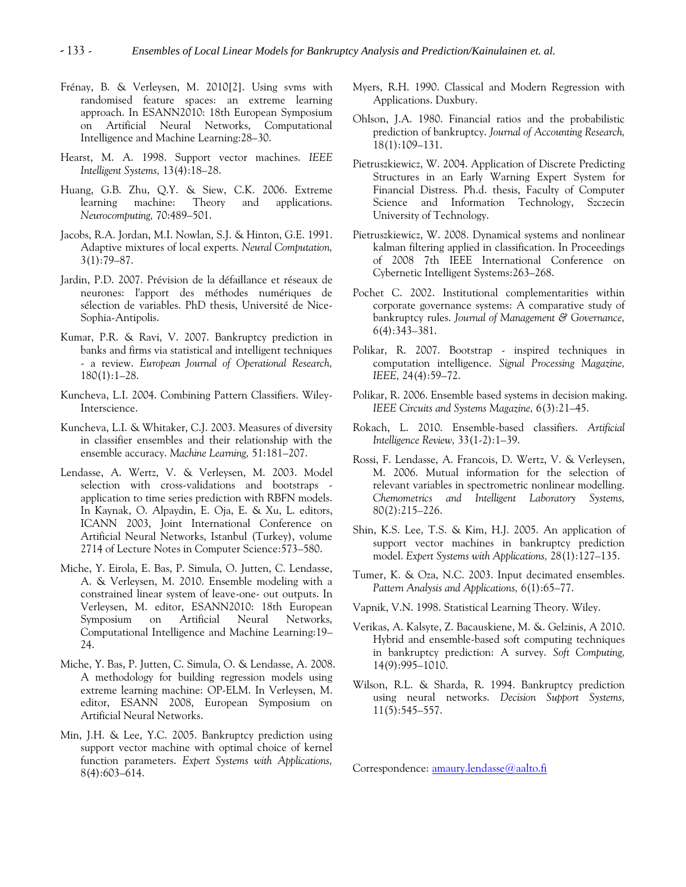Frénay, B. & Verleysen, M. 2010[2]. Using svms with randomised feature spaces: an extreme learning approach. In ESANN2010: 18th European Symposium on Artificial Neural Networks, Computational Intelligence and Machine Learning:28–30.

Hearst, M. A. 1998. Support vector machines. *IEEE Intelligent Systems,* 13(4):18–28.

Huang, G.B. Zhu, Q.Y. & Siew, C.K. 2006. Extreme learning machine: Theory and applications. *Neurocomputing,* 70:489–501.

Jacobs, R.A. Jordan, M.I. Nowlan, S.J. & Hinton, G.E. 1991. Adaptive mixtures of local experts. *Neural Computation,* 3(1):79–87.

Jardin, P.D. 2007. Prévision de la défaillance et réseaux de neurones: l'apport des méthodes numériques de sélection de variables. PhD thesis, Université de Nice-Sophia-Antipolis.

Kumar, P.R. & Ravi, V. 2007. Bankruptcy prediction in banks and firms via statistical and intelligent techniques - a review. *European Journal of Operational Research,* 180(1):1–28.

Kuncheva, L.I. 2004. Combining Pattern Classifiers. Wiley-Interscience.

Kuncheva, L.I. & Whitaker, C.J. 2003. Measures of diversity in classifier ensembles and their relationship with the ensemble accuracy. *Machine Learning,* 51:181–207.

Lendasse, A. Wertz, V. & Verleysen, M. 2003. Model selection with cross-validations and bootstraps - application to time series prediction with RBFN models. In Kaynak, O. Alpaydin, E. Oja, E. & Xu, L. editors, ICANN 2003, Joint International Conference on Artificial Neural Networks, Istanbul (Turkey), volume 2714 of Lecture Notes in Computer Science:573–580.

Miche, Y. Eirola, E. Bas, P. Simula, O. Jutten, C. Lendasse, A. & Verleysen, M. 2010. Ensemble modeling with a constrained linear system of leave-one- out outputs. In Verleysen, M. editor, ESANN2010: 18th European Symposium on Artificial Neural Networks, Computational Intelligence and Machine Learning:19–24.

Miche, Y. Bas, P. Jutten, C. Simula, O. & Lendasse, A. 2008. A methodology for building regression models using extreme learning machine: OP-ELM. In Verleysen, M. editor, ESANN 2008, European Symposium on Artificial Neural Networks.

Min, J.H. & Lee, Y.C. 2005. Bankruptcy prediction using support vector machine with optimal choice of kernel function parameters. *Expert Systems with Applications,* 8(4):603–614.

Myers, R.H. 1990. Classical and Modern Regression with Applications. Duxbury.

Ohlson, J.A. 1980. Financial ratios and the probabilistic prediction of bankruptcy. *Journal of Accounting Research,* 18(1):109–131.

Pietruszkiewicz, W. 2004. Application of Discrete Predicting Structures in an Early Warning Expert System for Financial Distress. Ph.d. thesis, Faculty of Computer Science and Information Technology, Szczecin University of Technology.

Pietruszkiewicz, W. 2008. Dynamical systems and nonlinear kalman filtering applied in classification. In Proceedings of 2008 7th IEEE International Conference on Cybernetic Intelligent Systems:263–268.

Pochet C. 2002. Institutional complementarities within corporate governance systems: A comparative study of bankruptcy rules. *Journal of Management & Governance,* 6(4):343–381.

Polikar, R. 2007. Bootstrap - inspired techniques in computation intelligence. *Signal Processing Magazine, IEEE,* 24(4):59–72.

Polikar, R. 2006. Ensemble based systems in decision making. *IEEE Circuits and Systems Magazine,* 6(3):21–45.

Rokach, L. 2010. Ensemble-based classifiers. *Artificial Intelligence Review,* 33(1-2):1–39.

Rossi, F. Lendasse, A. Francois, D. Wertz, V. & Verleysen, M. 2006. Mutual information for the selection of relevant variables in spectrometric nonlinear modelling. *Chemometrics and Intelligent Laboratory Systems,* 80(2):215–226.

Shin, K.S. Lee, T.S. & Kim, H.J. 2005. An application of support vector machines in bankruptcy prediction model. *Expert Systems with Applications,* 28(1):127–135.

Tumer, K. & Oza, N.C. 2003. Input decimated ensembles. *Pattern Analysis and Applications,* 6(1):65–77.

Vapnik, V.N. 1998. Statistical Learning Theory. Wiley.

Verikas, A. Kalsyte, Z. Bacauskiene, M. &. Gelzinis, A 2010. Hybrid and ensemble-based soft computing techniques in bankruptcy prediction: A survey. *Soft Computing,* 14(9):995–1010.

Wilson, R.L. & Sharda, R. 1994. Bankruptcy prediction using neural networks. *Decision Support Systems,* 11(5):545–557.

Correspondence: amaury.lendasse@aalto.fi